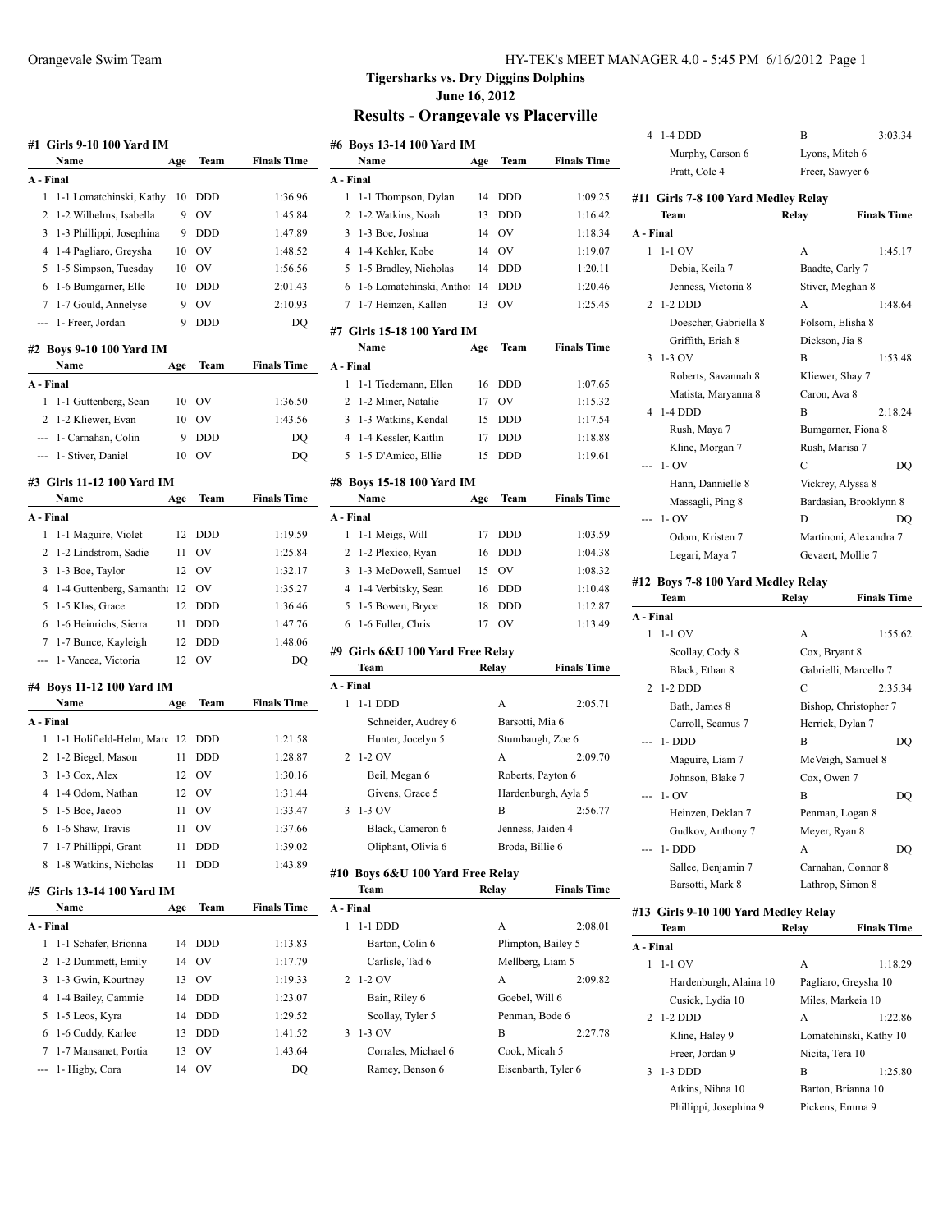# Tigersharks vs. Dry Diggins Dolphins

June 16, 2012

## Results - Orangevale vs Placerville

### #1 Girls 9-10 100 Yard IM

| | Name | Age | Team | Finals Time |
|---|---|---|---|---|
| **A - Final** | | | | |
| 1 | 1-1 Lomatchinski, Kathy | 10 | DDD | 1:36.96 |
| 2 | 1-2 Wilhelms, Isabella | 9 | OV | 1:45.84 |
| 3 | 1-3 Phillippi, Josephina | 9 | DDD | 1:47.89 |
| 4 | 1-4 Pagliaro, Greysha | 10 | OV | 1:48.52 |
| 5 | 1-5 Simpson, Tuesday | 10 | OV | 1:56.56 |
| 6 | 1-6 Bumgarner, Elle | 10 | DDD | 2:01.43 |
| 7 | 1-7 Gould, Annelyse | 9 | OV | 2:10.93 |
| --- | 1- Freer, Jordan | 9 | DDD | DQ |

### #2 Boys 9-10 100 Yard IM

| | Name | Age | Team | Finals Time |
|---|---|---|---|---|
| **A - Final** | | | | |
| 1 | 1-1 Guttenberg, Sean | 10 | OV | 1:36.50 |
| 2 | 1-2 Kliewer, Evan | 10 | OV | 1:43.56 |
| --- | 1- Carnahan, Colin | 9 | DDD | DQ |
| --- | 1- Stiver, Daniel | 10 | OV | DQ |

### #3 Girls 11-12 100 Yard IM

| | Name | Age | Team | Finals Time |
|---|---|---|---|---|
| **A - Final** | | | | |
| 1 | 1-1 Maguire, Violet | 12 | DDD | 1:19.59 |
| 2 | 1-2 Lindstrom, Sadie | 11 | OV | 1:25.84 |
| 3 | 1-3 Boe, Taylor | 12 | OV | 1:32.17 |
| 4 | 1-4 Guttenberg, Samantha | 12 | OV | 1:35.27 |
| 5 | 1-5 Klas, Grace | 12 | DDD | 1:36.46 |
| 6 | 1-6 Heinrichs, Sierra | 11 | DDD | 1:47.76 |
| 7 | 1-7 Bunce, Kayleigh | 12 | DDD | 1:48.06 |
| --- | 1- Vancea, Victoria | 12 | OV | DQ |

### #4 Boys 11-12 100 Yard IM

| | Name | Age | Team | Finals Time |
|---|---|---|---|---|
| **A - Final** | | | | |
| 1 | 1-1 Holifield-Helm, Marc | 12 | DDD | 1:21.58 |
| 2 | 1-2 Biegel, Mason | 11 | DDD | 1:28.87 |
| 3 | 1-3 Cox, Alex | 12 | OV | 1:30.16 |
| 4 | 1-4 Odom, Nathan | 12 | OV | 1:31.44 |
| 5 | 1-5 Boe, Jacob | 11 | OV | 1:33.47 |
| 6 | 1-6 Shaw, Travis | 11 | OV | 1:37.66 |
| 7 | 1-7 Phillippi, Grant | 11 | DDD | 1:39.02 |
| 8 | 1-8 Watkins, Nicholas | 11 | DDD | 1:43.89 |

### #5 Girls 13-14 100 Yard IM

| | Name | Age | Team | Finals Time |
|---|---|---|---|---|
| **A - Final** | | | | |
| 1 | 1-1 Schafer, Brionna | 14 | DDD | 1:13.83 |
| 2 | 1-2 Dummett, Emily | 14 | OV | 1:17.79 |
| 3 | 1-3 Gwin, Kourtney | 13 | OV | 1:19.33 |
| 4 | 1-4 Bailey, Cammie | 14 | DDD | 1:23.07 |
| 5 | 1-5 Leos, Kyra | 14 | DDD | 1:29.52 |
| 6 | 1-6 Cuddy, Karlee | 13 | DDD | 1:41.52 |
| 7 | 1-7 Mansanet, Portia | 13 | OV | 1:43.64 |
| --- | 1- Higby, Cora | 14 | OV | DQ |

### #6 Boys 13-14 100 Yard IM

| | Name | Age | Team | Finals Time |
|---|---|---|---|---|
| **A - Final** | | | | |
| 1 | 1-1 Thompson, Dylan | 14 | DDD | 1:09.25 |
| 2 | 1-2 Watkins, Noah | 13 | DDD | 1:16.42 |
| 3 | 1-3 Boe, Joshua | 14 | OV | 1:18.34 |
| 4 | 1-4 Kehler, Kobe | 14 | OV | 1:19.07 |
| 5 | 1-5 Bradley, Nicholas | 14 | DDD | 1:20.11 |
| 6 | 1-6 Lomatchinski, Anthon | 14 | DDD | 1:20.46 |
| 7 | 1-7 Heinzen, Kallen | 13 | OV | 1:25.45 |

### #7 Girls 15-18 100 Yard IM

| | Name | Age | Team | Finals Time |
|---|---|---|---|---|
| **A - Final** | | | | |
| 1 | 1-1 Tiedemann, Ellen | 16 | DDD | 1:07.65 |
| 2 | 1-2 Miner, Natalie | 17 | OV | 1:15.32 |
| 3 | 1-3 Watkins, Kendal | 15 | DDD | 1:17.54 |
| 4 | 1-4 Kessler, Kaitlin | 17 | DDD | 1:18.88 |
| 5 | 1-5 D'Amico, Ellie | 15 | DDD | 1:19.61 |

### #8 Boys 15-18 100 Yard IM

| | Name | Age | Team | Finals Time |
|---|---|---|---|---|
| **A - Final** | | | | |
| 1 | 1-1 Meigs, Will | 17 | DDD | 1:03.59 |
| 2 | 1-2 Plexico, Ryan | 16 | DDD | 1:04.38 |
| 3 | 1-3 McDowell, Samuel | 15 | OV | 1:08.32 |
| 4 | 1-4 Verbitsky, Sean | 16 | DDD | 1:10.48 |
| 5 | 1-5 Bowen, Bryce | 18 | DDD | 1:12.87 |
| 6 | 1-6 Fuller, Chris | 17 | OV | 1:13.49 |

### #9 Girls 6&U 100 Yard Free Relay

| | Team | Relay | Finals Time |
|---|---|---|---|
| **A - Final** | | | |
| 1 | 1-1 DDD | A | 2:05.71 |
| | Schneider, Audrey 6 | Barsotti, Mia 6 | |
| | Hunter, Jocelyn 5 | Stumbaugh, Zoe 6 | |
| 2 | 1-2 OV | A | 2:09.70 |
| | Beil, Megan 6 | Roberts, Payton 6 | |
| | Givens, Grace 5 | Hardenburgh, Ayla 5 | |
| 3 | 1-3 OV | B | 2:56.77 |
| | Black, Cameron 6 | Jenness, Jaiden 4 | |
| | Oliphant, Olivia 6 | Broda, Billie 6 | |

### #10 Boys 6&U 100 Yard Free Relay

| | Team | Relay | Finals Time |
|---|---|---|---|
| **A - Final** | | | |
| 1 | 1-1 DDD | A | 2:08.01 |
| | Barton, Colin 6 | Plimpton, Bailey 5 | |
| | Carlisle, Tad 6 | Mellberg, Liam 5 | |
| 2 | 1-2 OV | A | 2:09.82 |
| | Bain, Riley 6 | Goebel, Will 6 | |
| | Scollay, Tyler 5 | Penman, Bode 6 | |
| 3 | 1-3 OV | B | 2:27.78 |
| | Corrales, Michael 6 | Cook, Micah 5 | |
| | Ramey, Benson 6 | Eisenbarth, Tyler 6 | |
| 4 | 1-4 DDD | B | 3:03.34 |
| | Murphy, Carson 6 | Lyons, Mitch 6 | |
| | Pratt, Cole 4 | Freer, Sawyer 6 | |

### #11 Girls 7-8 100 Yard Medley Relay

| | Team | Relay | Finals Time |
|---|---|---|---|
| **A - Final** | | | |
| 1 | 1-1 OV | A | 1:45.17 |
| | Debia, Keila 7 | Baadte, Carly 7 | |
| | Jenness, Victoria 8 | Stiver, Meghan 8 | |
| 2 | 1-2 DDD | A | 1:48.64 |
| | Doescher, Gabriella 8 | Folsom, Elisha 8 | |
| | Griffith, Eriah 8 | Dickson, Jia 8 | |
| 3 | 1-3 OV | B | 1:53.48 |
| | Roberts, Savannah 8 | Kliewer, Shay 7 | |
| | Matista, Maryanna 8 | Caron, Ava 8 | |
| 4 | 1-4 DDD | B | 2:18.24 |
| | Rush, Maya 7 | Bumgarner, Fiona 8 | |
| | Kline, Morgan 7 | Rush, Marisa 7 | |
| --- | 1- OV | C | DQ |
| | Hann, Dannielle 8 | Vickrey, Alyssa 8 | |
| | Massagli, Ping 8 | Bardasian, Brooklynn 8 | |
| --- | 1- OV | D | DQ |
| | Odom, Kristen 7 | Martinoni, Alexandra 7 | |
| | Legari, Maya 7 | Gevaert, Mollie 7 | |

### #12 Boys 7-8 100 Yard Medley Relay

| | Team | Relay | Finals Time |
|---|---|---|---|
| **A - Final** | | | |
| 1 | 1-1 OV | A | 1:55.62 |
| | Scollay, Cody 8 | Cox, Bryant 8 | |
| | Black, Ethan 8 | Gabrielli, Marcello 7 | |
| 2 | 1-2 DDD | C | 2:35.34 |
| | Bath, James 8 | Bishop, Christopher 7 | |
| | Carroll, Seamus 7 | Herrick, Dylan 7 | |
| --- | 1- DDD | B | DQ |
| | Maguire, Liam 7 | McVeigh, Samuel 8 | |
| | Johnson, Blake 7 | Cox, Owen 7 | |
| --- | 1- OV | B | DQ |
| | Heinzen, Deklan 7 | Penman, Logan 8 | |
| | Gudkov, Anthony 7 | Meyer, Ryan 8 | |
| --- | 1- DDD | A | DQ |
| | Sallee, Benjamin 7 | Carnahan, Connor 8 | |
| | Barsotti, Mark 8 | Lathrop, Simon 8 | |

### #13 Girls 9-10 100 Yard Medley Relay

| | Team | Relay | Finals Time |
|---|---|---|---|
| **A - Final** | | | |
| 1 | 1-1 OV | A | 1:18.29 |
| | Hardenburgh, Alaina 10 | Pagliaro, Greysha 10 | |
| | Cusick, Lydia 10 | Miles, Markeia 10 | |
| 2 | 1-2 DDD | A | 1:22.86 |
| | Kline, Haley 9 | Lomatchinski, Kathy 10 | |
| | Freer, Jordan 9 | Nicita, Tera 10 | |
| 3 | 1-3 DDD | B | 1:25.80 |
| | Atkins, Nihna 10 | Barton, Brianna 10 | |
| | Phillippi, Josephina 9 | Pickens, Emma 9 | |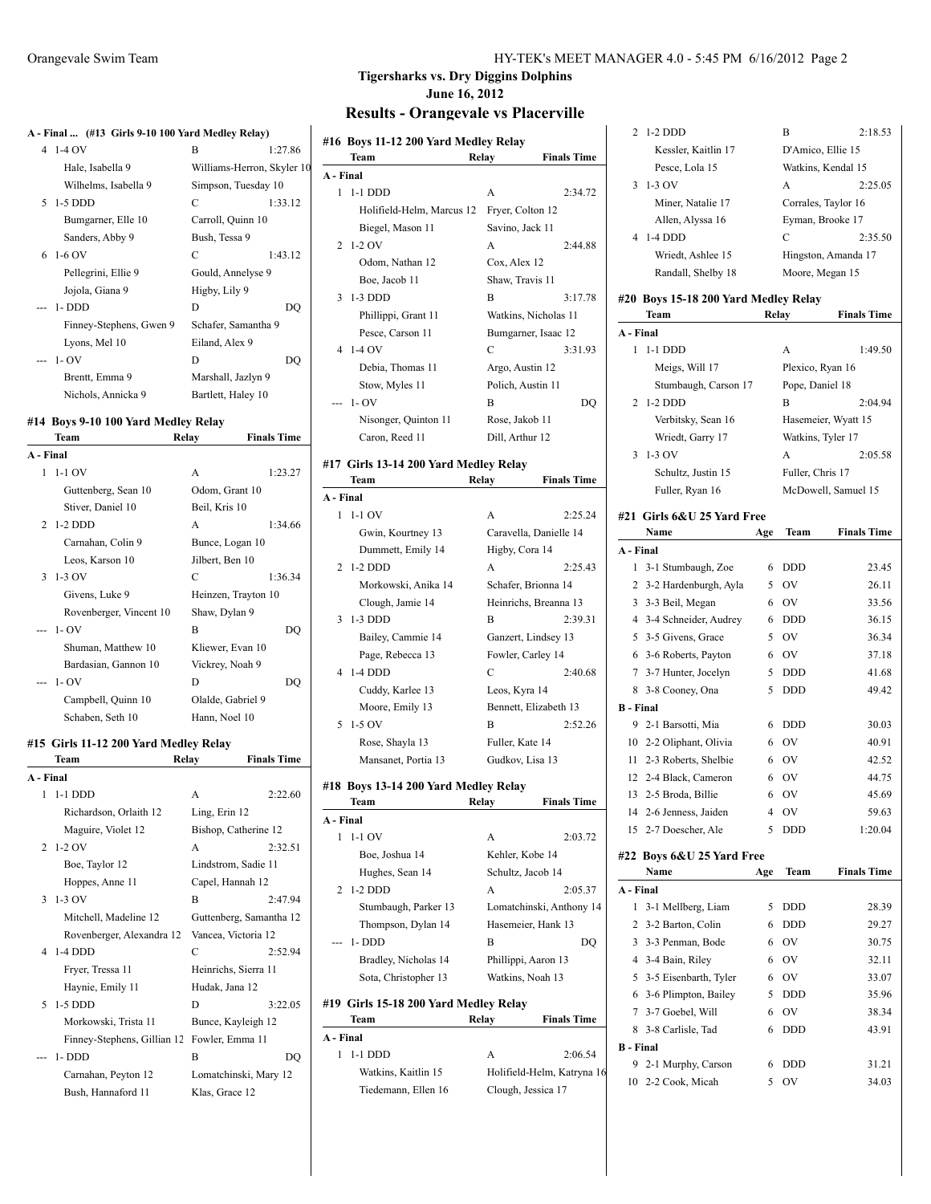## Tigersharks vs. Dry Diggins Dolphins

### June 16, 2012

# Results - Orangevale vs Placerville

**A - Final ... (#13 Girls 9-10 100 Yard Medley Relay)**

| | Team | Relay | Finals Time |
|---|---|---|---|
| 4 | 1-4 OV | B | 1:27.86 |
| | Hale, Isabella 9 | Williams-Herron, Skyler 10 | |
| | Wilhelms, Isabella 9 | Simpson, Tuesday 10 | |
| 5 | 1-5 DDD | C | 1:33.12 |
| | Bumgarner, Elle 10 | Carroll, Quinn 10 | |
| | Sanders, Abby 9 | Bush, Tessa 9 | |
| 6 | 1-6 OV | C | 1:43.12 |
| | Pellegrini, Ellie 9 | Gould, Annelyse 9 | |
| | Jojola, Giana 9 | Higby, Lily 9 | |
| --- | 1- DDD | D | DQ |
| | Finney-Stephens, Gwen 9 | Schafer, Samantha 9 | |
| | Lyons, Mel 10 | Eiland, Alex 9 | |
| --- | 1- OV | D | DQ |
| | Brentt, Emma 9 | Marshall, Jazlyn 9 | |
| | Nichols, Annicka 9 | Bartlett, Haley 10 | |

### #14 Boys 9-10 100 Yard Medley Relay

| | Team | Relay | Finals Time |
|---|---|---|---|
| **A - Final** | | | |
| 1 | 1-1 OV | A | 1:23.27 |
| | Guttenberg, Sean 10 | Odom, Grant 10 | |
| | Stiver, Daniel 10 | Beil, Kris 10 | |
| 2 | 1-2 DDD | A | 1:34.66 |
| | Carnahan, Colin 9 | Bunce, Logan 10 | |
| | Leos, Karson 10 | Jilbert, Ben 10 | |
| 3 | 1-3 OV | C | 1:36.34 |
| | Givens, Luke 9 | Heinzen, Trayton 10 | |
| | Rovenberger, Vincent 10 | Shaw, Dylan 9 | |
| --- | 1- OV | B | DQ |
| | Shuman, Matthew 10 | Kliewer, Evan 10 | |
| | Bardasian, Gannon 10 | Vickrey, Noah 9 | |
| --- | 1- OV | D | DQ |
| | Campbell, Quinn 10 | Olalde, Gabriel 9 | |
| | Schaben, Seth 10 | Hann, Noel 10 | |

### #15 Girls 11-12 200 Yard Medley Relay

| | Team | Relay | Finals Time |
|---|---|---|---|
| **A - Final** | | | |
| 1 | 1-1 DDD | A | 2:22.60 |
| | Richardson, Orlaith 12 | Ling, Erin 12 | |
| | Maguire, Violet 12 | Bishop, Catherine 12 | |
| 2 | 1-2 OV | A | 2:32.51 |
| | Boe, Taylor 12 | Lindstrom, Sadie 11 | |
| | Hoppes, Anne 11 | Capel, Hannah 12 | |
| 3 | 1-3 OV | B | 2:47.94 |
| | Mitchell, Madeline 12 | Guttenberg, Samantha 12 | |
| | Rovenberger, Alexandra 12 | Vancea, Victoria 12 | |
| 4 | 1-4 DDD | C | 2:52.94 |
| | Fryer, Tressa 11 | Heinrichs, Sierra 11 | |
| | Haynie, Emily 11 | Hudak, Jana 12 | |
| 5 | 1-5 DDD | D | 3:22.05 |
| | Morkowski, Trista 11 | Bunce, Kayleigh 12 | |
| | Finney-Stephens, Gillian 12 | Fowler, Emma 11 | |
| --- | 1- DDD | B | DQ |
| | Carnahan, Peyton 12 | Lomatchinski, Mary 12 | |
| | Bush, Hannaford 11 | Klas, Grace 12 | |

### #16 Boys 11-12 200 Yard Medley Relay

| | Team | Relay | Finals Time |
|---|---|---|---|
| **A - Final** | | | |
| 1 | 1-1 DDD | A | 2:34.72 |
| | Holifield-Helm, Marcus 12 | Fryer, Colton 12 | |
| | Biegel, Mason 11 | Savino, Jack 11 | |
| 2 | 1-2 OV | A | 2:44.88 |
| | Odom, Nathan 12 | Cox, Alex 12 | |
| | Boe, Jacob 11 | Shaw, Travis 11 | |
| 3 | 1-3 DDD | B | 3:17.78 |
| | Phillippi, Grant 11 | Watkins, Nicholas 11 | |
| | Pesce, Carson 11 | Bumgarner, Isaac 12 | |
| 4 | 1-4 OV | C | 3:31.93 |
| | Debia, Thomas 11 | Argo, Austin 12 | |
| | Stow, Myles 11 | Polich, Austin 11 | |
| --- | 1- OV | B | DQ |
| | Nisonger, Quinton 11 | Rose, Jakob 11 | |
| | Caron, Reed 11 | Dill, Arthur 12 | |

### #17 Girls 13-14 200 Yard Medley Relay

| | Team | Relay | Finals Time |
|---|---|---|---|
| **A - Final** | | | |
| 1 | 1-1 OV | A | 2:25.24 |
| | Gwin, Kourtney 13 | Caravella, Danielle 14 | |
| | Dummett, Emily 14 | Higby, Cora 14 | |
| 2 | 1-2 DDD | A | 2:25.43 |
| | Morkowski, Anika 14 | Schafer, Brionna 14 | |
| | Clough, Jamie 14 | Heinrichs, Breanna 13 | |
| 3 | 1-3 DDD | B | 2:39.31 |
| | Bailey, Cammie 14 | Ganzert, Lindsey 13 | |
| | Page, Rebecca 13 | Fowler, Carley 14 | |
| 4 | 1-4 DDD | C | 2:40.68 |
| | Cuddy, Karlee 13 | Leos, Kyra 14 | |
| | Moore, Emily 13 | Bennett, Elizabeth 13 | |
| 5 | 1-5 OV | B | 2:52.26 |
| | Rose, Shayla 13 | Fuller, Kate 14 | |
| | Mansanet, Portia 13 | Gudkov, Lisa 13 | |

### #18 Boys 13-14 200 Yard Medley Relay

| | Team | Relay | Finals Time |
|---|---|---|---|
| **A - Final** | | | |
| 1 | 1-1 OV | A | 2:03.72 |
| | Boe, Joshua 14 | Kehler, Kobe 14 | |
| | Hughes, Sean 14 | Schultz, Jacob 14 | |
| 2 | 1-2 DDD | A | 2:05.37 |
| | Stumbaugh, Parker 13 | Lomatchinski, Anthony 14 | |
| | Thompson, Dylan 14 | Hasemeier, Hank 13 | |
| --- | 1- DDD | B | DQ |
| | Bradley, Nicholas 14 | Phillippi, Aaron 13 | |
| | Sota, Christopher 13 | Watkins, Noah 13 | |

### #19 Girls 15-18 200 Yard Medley Relay

| | Team | Relay | Finals Time |
|---|---|---|---|
| **A - Final** | | | |
| 1 | 1-1 DDD | A | 2:06.54 |
| | Watkins, Kaitlin 15 | Holifield-Helm, Katryna 16 | |
| | Tiedemann, Ellen 16 | Clough, Jessica 17 | |
| 2 | 1-2 DDD | B | 2:18.53 |
| | Kessler, Kaitlin 17 | D'Amico, Ellie 15 | |
| | Pesce, Lola 15 | Watkins, Kendal 15 | |
| 3 | 1-3 OV | A | 2:25.05 |
| | Miner, Natalie 17 | Corrales, Taylor 16 | |
| | Allen, Alyssa 16 | Eyman, Brooke 17 | |
| 4 | 1-4 DDD | C | 2:35.50 |
| | Wriedt, Ashlee 15 | Hingston, Amanda 17 | |
| | Randall, Shelby 18 | Moore, Megan 15 | |

### #20 Boys 15-18 200 Yard Medley Relay

| | Team | Relay | Finals Time |
|---|---|---|---|
| **A - Final** | | | |
| 1 | 1-1 DDD | A | 1:49.50 |
| | Meigs, Will 17 | Plexico, Ryan 16 | |
| | Stumbaugh, Carson 17 | Pope, Daniel 18 | |
| 2 | 1-2 DDD | B | 2:04.94 |
| | Verbitsky, Sean 16 | Hasemeier, Wyatt 15 | |
| | Wriedt, Garry 17 | Watkins, Tyler 17 | |
| 3 | 1-3 OV | A | 2:05.58 |
| | Schultz, Justin 15 | Fuller, Chris 17 | |
| | Fuller, Ryan 16 | McDowell, Samuel 15 | |

### #21 Girls 6&U 25 Yard Free

| | Name | Age | Team | Finals Time |
|---|---|---|---|---|
| **A - Final** | | | | |
| 1 | 3-1 Stumbaugh, Zoe | 6 | DDD | 23.45 |
| 2 | 3-2 Hardenburgh, Ayla | 5 | OV | 26.11 |
| 3 | 3-3 Beil, Megan | 6 | OV | 33.56 |
| 4 | 3-4 Schneider, Audrey | 6 | DDD | 36.15 |
| 5 | 3-5 Givens, Grace | 5 | OV | 36.34 |
| 6 | 3-6 Roberts, Payton | 6 | OV | 37.18 |
| 7 | 3-7 Hunter, Jocelyn | 5 | DDD | 41.68 |
| 8 | 3-8 Cooney, Ona | 5 | DDD | 49.42 |
| **B - Final** | | | | |
| 9 | 2-1 Barsotti, Mia | 6 | DDD | 30.03 |
| 10 | 2-2 Oliphant, Olivia | 6 | OV | 40.91 |
| 11 | 2-3 Roberts, Shelbie | 6 | OV | 42.52 |
| 12 | 2-4 Black, Cameron | 6 | OV | 44.75 |
| 13 | 2-5 Broda, Billie | 6 | OV | 45.69 |
| 14 | 2-6 Jenness, Jaiden | 4 | OV | 59.63 |
| 15 | 2-7 Doescher, Ale | 5 | DDD | 1:20.04 |

### #22 Boys 6&U 25 Yard Free

| | Name | Age | Team | Finals Time |
|---|---|---|---|---|
| **A - Final** | | | | |
| 1 | 3-1 Mellberg, Liam | 5 | DDD | 28.39 |
| 2 | 3-2 Barton, Colin | 6 | DDD | 29.27 |
| 3 | 3-3 Penman, Bode | 6 | OV | 30.75 |
| 4 | 3-4 Bain, Riley | 6 | OV | 32.11 |
| 5 | 3-5 Eisenbarth, Tyler | 6 | OV | 33.07 |
| 6 | 3-6 Plimpton, Bailey | 5 | DDD | 35.96 |
| 7 | 3-7 Goebel, Will | 6 | OV | 38.34 |
| 8 | 3-8 Carlisle, Tad | 6 | DDD | 43.91 |
| **B - Final** | | | | |
| 9 | 2-1 Murphy, Carson | 6 | DDD | 31.21 |
| 10 | 2-2 Cook, Micah | 5 | OV | 34.03 |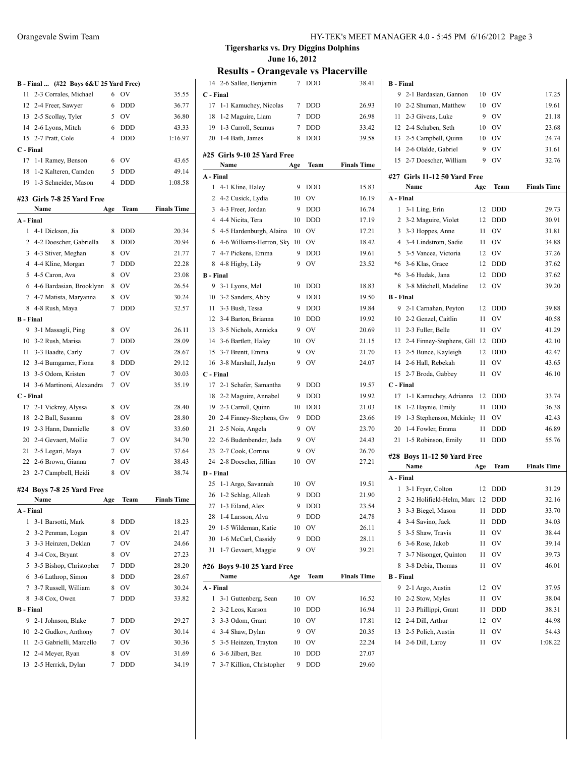## Tigersharks vs. Dry Diggins Dolphins

June 16, 2012

## Results - Orangevale vs Placerville

### B - Final ... (#22 Boys 6&U 25 Yard Free)

| | Name | Age | Team | Finals Time |
|---|---|---|---|---|
| 11 | 2-3 Corrales, Michael | 6 | OV | 35.55 |
| 12 | 2-4 Freer, Sawyer | 6 | DDD | 36.77 |
| 13 | 2-5 Scollay, Tyler | 5 | OV | 36.80 |
| 14 | 2-6 Lyons, Mitch | 6 | DDD | 43.33 |
| 15 | 2-7 Pratt, Cole | 4 | DDD | 1:16.97 |
| **C - Final** | | | | |
| 17 | 1-1 Ramey, Benson | 6 | OV | 43.65 |
| 18 | 1-2 Kalteren, Camden | 5 | DDD | 49.14 |
| 19 | 1-3 Schneider, Mason | 4 | DDD | 1:08.58 |

### #23 Girls 7-8 25 Yard Free

| | Name | Age | Team | Finals Time |
|---|---|---|---|---|
| **A - Final** | | | | |
| 1 | 4-1 Dickson, Jia | 8 | DDD | 20.34 |
| 2 | 4-2 Doescher, Gabriella | 8 | DDD | 20.94 |
| 3 | 4-3 Stiver, Meghan | 8 | OV | 21.77 |
| 4 | 4-4 Kline, Morgan | 7 | DDD | 22.28 |
| 5 | 4-5 Caron, Ava | 8 | OV | 23.08 |
| 6 | 4-6 Bardasian, Brooklynn | 8 | OV | 26.54 |
| 7 | 4-7 Matista, Maryanna | 8 | OV | 30.24 |
| 8 | 4-8 Rush, Maya | 7 | DDD | 32.57 |
| **B - Final** | | | | |
| 9 | 3-1 Massagli, Ping | 8 | OV | 26.11 |
| 10 | 3-2 Rush, Marisa | 7 | DDD | 28.09 |
| 11 | 3-3 Baadte, Carly | 7 | OV | 28.67 |
| 12 | 3-4 Bumgarner, Fiona | 8 | DDD | 29.12 |
| 13 | 3-5 Odom, Kristen | 7 | OV | 30.03 |
| 14 | 3-6 Martinoni, Alexandra | 7 | OV | 35.19 |
| **C - Final** | | | | |
| 17 | 2-1 Vickrey, Alyssa | 8 | OV | 28.40 |
| 18 | 2-2 Ball, Susanna | 8 | OV | 28.80 |
| 19 | 2-3 Hann, Dannielle | 8 | OV | 33.60 |
| 20 | 2-4 Gevaert, Mollie | 7 | OV | 34.70 |
| 21 | 2-5 Legari, Maya | 7 | OV | 37.64 |
| 22 | 2-6 Brown, Gianna | 7 | OV | 38.43 |
| 23 | 2-7 Campbell, Heidi | 8 | OV | 38.74 |

### #24 Boys 7-8 25 Yard Free

| | Name | Age | Team | Finals Time |
|---|---|---|---|---|
| **A - Final** | | | | |
| 1 | 3-1 Barsotti, Mark | 8 | DDD | 18.23 |
| 2 | 3-2 Penman, Logan | 8 | OV | 21.47 |
| 3 | 3-3 Heinzen, Deklan | 7 | OV | 24.66 |
| 4 | 3-4 Cox, Bryant | 8 | OV | 27.23 |
| 5 | 3-5 Bishop, Christopher | 7 | DDD | 28.20 |
| 6 | 3-6 Lathrop, Simon | 8 | DDD | 28.67 |
| 7 | 3-7 Russell, William | 8 | OV | 30.24 |
| 8 | 3-8 Cox, Owen | 7 | DDD | 33.82 |
| **B - Final** | | | | |
| 9 | 2-1 Johnson, Blake | 7 | DDD | 29.27 |
| 10 | 2-2 Gudkov, Anthony | 7 | OV | 30.14 |
| 11 | 2-3 Gabrielli, Marcello | 7 | OV | 30.36 |
| 12 | 2-4 Meyer, Ryan | 8 | OV | 31.69 |
| 13 | 2-5 Herrick, Dylan | 7 | DDD | 34.19 |
| 14 | 2-6 Sallee, Benjamin | 7 | DDD | 38.41 |
| **C - Final** | | | | |
| 17 | 1-1 Kamuchey, Nicolas | 7 | DDD | 26.93 |
| 18 | 1-2 Maguire, Liam | 7 | DDD | 26.98 |
| 19 | 1-3 Carroll, Seamus | 7 | DDD | 33.42 |
| 20 | 1-4 Bath, James | 8 | DDD | 39.58 |

### #25 Girls 9-10 25 Yard Free

| | Name | Age | Team | Finals Time |
|---|---|---|---|---|
| **A - Final** | | | | |
| 1 | 4-1 Kline, Haley | 9 | DDD | 15.83 |
| 2 | 4-2 Cusick, Lydia | 10 | OV | 16.19 |
| 3 | 4-3 Freer, Jordan | 9 | DDD | 16.74 |
| 4 | 4-4 Nicita, Tera | 10 | DDD | 17.19 |
| 5 | 4-5 Hardenburgh, Alaina | 10 | OV | 17.21 |
| 6 | 4-6 Williams-Herron, Sky | 10 | OV | 18.42 |
| 7 | 4-7 Pickens, Emma | 9 | DDD | 19.61 |
| 8 | 4-8 Higby, Lily | 9 | OV | 23.52 |
| **B - Final** | | | | |
| 9 | 3-1 Lyons, Mel | 10 | DDD | 18.83 |
| 10 | 3-2 Sanders, Abby | 9 | DDD | 19.50 |
| 11 | 3-3 Bush, Tessa | 9 | DDD | 19.84 |
| 12 | 3-4 Barton, Brianna | 10 | DDD | 19.92 |
| 13 | 3-5 Nichols, Annicka | 9 | OV | 20.69 |
| 14 | 3-6 Bartlett, Haley | 10 | OV | 21.15 |
| 15 | 3-7 Brentt, Emma | 9 | OV | 21.70 |
| 16 | 3-8 Marshall, Jazlyn | 9 | OV | 24.07 |
| **C - Final** | | | | |
| 17 | 2-1 Schafer, Samantha | 9 | DDD | 19.57 |
| 18 | 2-2 Maguire, Annabel | 9 | DDD | 19.92 |
| 19 | 2-3 Carroll, Quinn | 10 | DDD | 21.03 |
| 20 | 2-4 Finney-Stephens, Gw | 9 | DDD | 23.66 |
| 21 | 2-5 Noia, Angela | 9 | OV | 23.70 |
| 22 | 2-6 Budenbender, Jada | 9 | OV | 24.43 |
| 23 | 2-7 Cook, Corrina | 9 | OV | 26.70 |
| 24 | 2-8 Doescher, Jillian | 10 | OV | 27.21 |
| **D - Final** | | | | |
| 25 | 1-1 Argo, Savannah | 10 | OV | 19.51 |
| 26 | 1-2 Schlag, Alleah | 9 | DDD | 21.90 |
| 27 | 1-3 Eiland, Alex | 9 | DDD | 23.54 |
| 28 | 1-4 Larsson, Alva | 9 | DDD | 24.78 |
| 29 | 1-5 Wildeman, Katie | 10 | OV | 26.11 |
| 30 | 1-6 McCarl, Cassidy | 9 | DDD | 28.11 |
| 31 | 1-7 Gevaert, Maggie | 9 | OV | 39.21 |

### #26 Boys 9-10 25 Yard Free

| | Name | Age | Team | Finals Time |
|---|---|---|---|---|
| **A - Final** | | | | |
| 1 | 3-1 Guttenberg, Sean | 10 | OV | 16.52 |
| 2 | 3-2 Leos, Karson | 10 | DDD | 16.94 |
| 3 | 3-3 Odom, Grant | 10 | OV | 17.81 |
| 4 | 3-4 Shaw, Dylan | 9 | OV | 20.35 |
| 5 | 3-5 Heinzen, Trayton | 10 | OV | 22.24 |
| 6 | 3-6 Jilbert, Ben | 10 | DDD | 27.07 |
| 7 | 3-7 Killion, Christopher | 9 | DDD | 29.60 |
| **B - Final** | | | | |
| 9 | 2-1 Bardasian, Gannon | 10 | OV | 17.25 |
| 10 | 2-2 Shuman, Matthew | 10 | OV | 19.61 |
| 11 | 2-3 Givens, Luke | 9 | OV | 21.18 |
| 12 | 2-4 Schaben, Seth | 10 | OV | 23.68 |
| 13 | 2-5 Campbell, Quinn | 10 | OV | 24.74 |
| 14 | 2-6 Olalde, Gabriel | 9 | OV | 31.61 |
| 15 | 2-7 Doescher, William | 9 | OV | 32.76 |

### #27 Girls 11-12 50 Yard Free

| | Name | Age | Team | Finals Time |
|---|---|---|---|---|
| **A - Final** | | | | |
| 1 | 3-1 Ling, Erin | 12 | DDD | 29.73 |
| 2 | 3-2 Maguire, Violet | 12 | DDD | 30.91 |
| 3 | 3-3 Hoppes, Anne | 11 | OV | 31.81 |
| 4 | 3-4 Lindstrom, Sadie | 11 | OV | 34.88 |
| 5 | 3-5 Vancea, Victoria | 12 | OV | 37.26 |
| *6 | 3-6 Klas, Grace | 12 | DDD | 37.62 |
| *6 | 3-6 Hudak, Jana | 12 | DDD | 37.62 |
| 8 | 3-8 Mitchell, Madeline | 12 | OV | 39.20 |
| **B - Final** | | | | |
| 9 | 2-1 Carnahan, Peyton | 12 | DDD | 39.88 |
| 10 | 2-2 Genzel, Caitlin | 11 | OV | 40.58 |
| 11 | 2-3 Fuller, Belle | 11 | OV | 41.29 |
| 12 | 2-4 Finney-Stephens, Gill | 12 | DDD | 42.10 |
| 13 | 2-5 Bunce, Kayleigh | 12 | DDD | 42.47 |
| 14 | 2-6 Hall, Rebekah | 11 | OV | 43.65 |
| 15 | 2-7 Broda, Gabbey | 11 | OV | 46.10 |
| **C - Final** | | | | |
| 17 | 1-1 Kamuchey, Adrianna | 12 | DDD | 33.74 |
| 18 | 1-2 Haynie, Emily | 11 | DDD | 36.38 |
| 19 | 1-3 Stephenson, Mckinley | 11 | OV | 42.43 |
| 20 | 1-4 Fowler, Emma | 11 | DDD | 46.89 |
| 21 | 1-5 Robinson, Emily | 11 | DDD | 55.76 |

### #28 Boys 11-12 50 Yard Free

| | Name | Age | Team | Finals Time |
|---|---|---|---|---|
| **A - Final** | | | | |
| 1 | 3-1 Fryer, Colton | 12 | DDD | 31.29 |
| 2 | 3-2 Holifield-Helm, Marc | 12 | DDD | 32.16 |
| 3 | 3-3 Biegel, Mason | 11 | DDD | 33.70 |
| 4 | 3-4 Savino, Jack | 11 | DDD | 34.03 |
| 5 | 3-5 Shaw, Travis | 11 | OV | 38.44 |
| 6 | 3-6 Rose, Jakob | 11 | OV | 39.14 |
| 7 | 3-7 Nisonger, Quinton | 11 | OV | 39.73 |
| 8 | 3-8 Debia, Thomas | 11 | OV | 46.01 |
| **B - Final** | | | | |
| 9 | 2-1 Argo, Austin | 12 | OV | 37.95 |
| 10 | 2-2 Stow, Myles | 11 | OV | 38.04 |
| 11 | 2-3 Phillippi, Grant | 11 | DDD | 38.31 |
| 12 | 2-4 Dill, Arthur | 12 | OV | 44.98 |
| 13 | 2-5 Polich, Austin | 11 | OV | 54.43 |
| 14 | 2-6 Dill, Laroy | 11 | OV | 1:08.22 |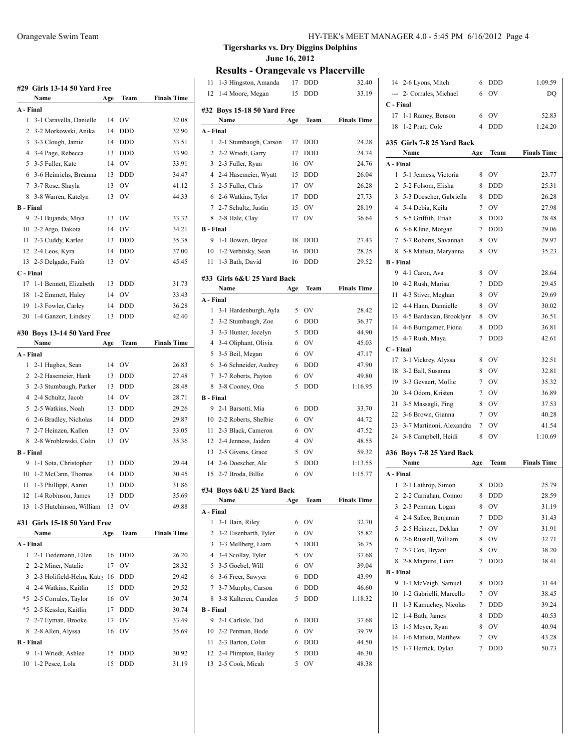## Tigersharks vs. Dry Diggins Dolphins

June 16, 2012

### Results - Orangevale vs Placerville

#### #29 Girls 13-14 50 Yard Free

| | Name | Age | Team | Finals Time |
|---|---|---|---|---|
| **A - Final** | | | | |
| 1 | 3-1 Caravella, Danielle | 14 | OV | 32.08 |
| 2 | 3-2 Morkowski, Anika | 14 | DDD | 32.90 |
| 3 | 3-3 Clough, Jamie | 14 | DDD | 33.51 |
| 4 | 3-4 Page, Rebecca | 13 | DDD | 33.90 |
| 5 | 3-5 Fuller, Kate | 14 | OV | 33.91 |
| 6 | 3-6 Heinrichs, Breanna | 13 | DDD | 34.47 |
| 7 | 3-7 Rose, Shayla | 13 | OV | 41.12 |
| 8 | 3-8 Warren, Katelyn | 13 | OV | 44.33 |
| **B - Final** | | | | |
| 9 | 2-1 Bujanda, Miya | 13 | OV | 33.32 |
| 10 | 2-2 Argo, Dakota | 14 | OV | 34.21 |
| 11 | 2-3 Cuddy, Karlee | 13 | DDD | 35.38 |
| 12 | 2-4 Leos, Kyra | 14 | DDD | 37.00 |
| 13 | 2-5 Delgado, Faith | 13 | OV | 45.45 |
| **C - Final** | | | | |
| 17 | 1-1 Bennett, Elizabeth | 13 | DDD | 31.73 |
| 18 | 1-2 Emmett, Haley | 14 | OV | 33.43 |
| 19 | 1-3 Fowler, Carley | 14 | DDD | 36.28 |
| 20 | 1-4 Ganzert, Lindsey | 13 | DDD | 42.40 |

#### #30 Boys 13-14 50 Yard Free

| | Name | Age | Team | Finals Time |
|---|---|---|---|---|
| **A - Final** | | | | |
| 1 | 2-1 Hughes, Sean | 14 | OV | 26.83 |
| 2 | 2-2 Hasemeier, Hank | 13 | DDD | 27.48 |
| 3 | 2-3 Stumbaugh, Parker | 13 | DDD | 28.48 |
| 4 | 2-4 Schultz, Jacob | 14 | OV | 28.71 |
| 5 | 2-5 Watkins, Noah | 13 | DDD | 29.26 |
| 6 | 2-6 Bradley, Nicholas | 14 | DDD | 29.87 |
| 7 | 2-7 Heinzen, Kallen | 13 | OV | 33.05 |
| 8 | 2-8 Wroblewski, Colin | 13 | OV | 35.36 |
| **B - Final** | | | | |
| 9 | 1-1 Sota, Christopher | 13 | DDD | 29.44 |
| 10 | 1-2 McCann, Thomas | 14 | DDD | 30.45 |
| 11 | 1-3 Phillippi, Aaron | 13 | DDD | 31.86 |
| 12 | 1-4 Robinson, James | 13 | DDD | 35.69 |
| 13 | 1-5 Hutchinson, William | 13 | OV | 49.88 |

#### #31 Girls 15-18 50 Yard Free

| | Name | Age | Team | Finals Time |
|---|---|---|---|---|
| **A - Final** | | | | |
| 1 | 2-1 Tiedemann, Ellen | 16 | DDD | 26.20 |
| 2 | 2-2 Miner, Natalie | 17 | OV | 28.32 |
| 3 | 2-3 Holifield-Helm, Katr | 16 | DDD | 29.42 |
| 4 | 2-4 Watkins, Kaitlin | 15 | DDD | 29.52 |
| *5 | 2-5 Corrales, Taylor | 16 | OV | 30.74 |
| *5 | 2-5 Kessler, Kaitlin | 17 | DDD | 30.74 |
| 7 | 2-7 Eyman, Brooke | 17 | OV | 33.49 |
| 8 | 2-8 Allen, Alyssa | 16 | OV | 35.69 |
| **B - Final** | | | | |
| 9 | 1-1 Wriedt, Ashlee | 15 | DDD | 30.92 |
| 10 | 1-2 Pesce, Lola | 15 | DDD | 31.19 |
| 11 | 1-3 Hingston, Amanda | 17 | DDD | 32.40 |
| 12 | 1-4 Moore, Megan | 15 | DDD | 33.19 |

#### #32 Boys 15-18 50 Yard Free

| | Name | Age | Team | Finals Time |
|---|---|---|---|---|
| **A - Final** | | | | |
| 1 | 2-1 Stumbaugh, Carson | 17 | DDD | 24.28 |
| 2 | 2-2 Wriedt, Garry | 17 | DDD | 24.74 |
| 3 | 2-3 Fuller, Ryan | 16 | OV | 24.76 |
| 4 | 2-4 Hasemeier, Wyatt | 15 | DDD | 26.04 |
| 5 | 2-5 Fuller, Chris | 17 | OV | 26.28 |
| 6 | 2-6 Watkins, Tyler | 17 | DDD | 27.73 |
| 7 | 2-7 Schultz, Justin | 15 | OV | 28.19 |
| 8 | 2-8 Hale, Clay | 17 | OV | 36.64 |
| **B - Final** | | | | |
| 9 | 1-1 Bowen, Bryce | 18 | DDD | 27.43 |
| 10 | 1-2 Verbitsky, Sean | 16 | DDD | 28.25 |
| 11 | 1-3 Bath, David | 16 | DDD | 29.52 |

#### #33 Girls 6&U 25 Yard Back

| | Name | Age | Team | Finals Time |
|---|---|---|---|---|
| **A - Final** | | | | |
| 1 | 3-1 Hardenburgh, Ayla | 5 | OV | 28.42 |
| 2 | 3-2 Stumbaugh, Zoe | 6 | DDD | 36.37 |
| 3 | 3-3 Hunter, Jocelyn | 5 | DDD | 44.90 |
| 4 | 3-4 Oliphant, Olivia | 6 | OV | 45.03 |
| 5 | 3-5 Beil, Megan | 6 | OV | 47.17 |
| 6 | 3-6 Schneider, Audrey | 6 | DDD | 47.90 |
| 7 | 3-7 Roberts, Payton | 6 | OV | 49.80 |
| 8 | 3-8 Cooney, Ona | 5 | DDD | 1:16.95 |
| **B - Final** | | | | |
| 9 | 2-1 Barsotti, Mia | 6 | DDD | 33.70 |
| 10 | 2-2 Roberts, Shelbie | 6 | OV | 44.72 |
| 11 | 2-3 Black, Cameron | 6 | OV | 47.52 |
| 12 | 2-4 Jenness, Jaiden | 4 | OV | 48.55 |
| 13 | 2-5 Givens, Grace | 5 | OV | 59.32 |
| 14 | 2-6 Doescher, Ale | 5 | DDD | 1:13.55 |
| 15 | 2-7 Broda, Billie | 6 | OV | 1:15.77 |

#### #34 Boys 6&U 25 Yard Back

| | Name | Age | Team | Finals Time |
|---|---|---|---|---|
| **A - Final** | | | | |
| 1 | 3-1 Bain, Riley | 6 | OV | 32.70 |
| 2 | 3-2 Eisenbarth, Tyler | 6 | OV | 35.82 |
| 3 | 3-3 Mellberg, Liam | 5 | DDD | 36.75 |
| 4 | 3-4 Scollay, Tyler | 5 | OV | 37.68 |
| 5 | 3-5 Goebel, Will | 6 | OV | 39.04 |
| 6 | 3-6 Freer, Sawyer | 6 | DDD | 43.99 |
| 7 | 3-7 Murphy, Carson | 6 | DDD | 46.60 |
| 8 | 3-8 Kalteren, Camden | 5 | DDD | 1:18.32 |
| **B - Final** | | | | |
| 9 | 2-1 Carlisle, Tad | 6 | DDD | 37.68 |
| 10 | 2-2 Penman, Bode | 6 | OV | 39.79 |
| 11 | 2-3 Barton, Colin | 6 | DDD | 44.50 |
| 12 | 2-4 Plimpton, Bailey | 5 | DDD | 46.30 |
| 13 | 2-5 Cook, Micah | 5 | OV | 48.38 |
| 14 | 2-6 Lyons, Mitch | 6 | DDD | 1:09.59 |
| --- | 2- Corrales, Michael | 6 | OV | DQ |
| **C - Final** | | | | |
| 17 | 1-1 Ramey, Benson | 6 | OV | 52.83 |
| 18 | 1-2 Pratt, Cole | 4 | DDD | 1:24.20 |

#### #35 Girls 7-8 25 Yard Back

| | Name | Age | Team | Finals Time |
|---|---|---|---|---|
| **A - Final** | | | | |
| 1 | 5-1 Jenness, Victoria | 8 | OV | 23.77 |
| 2 | 5-2 Folsom, Elisha | 8 | DDD | 25.31 |
| 3 | 5-3 Doescher, Gabriella | 8 | DDD | 26.28 |
| 4 | 5-4 Debia, Keila | 7 | OV | 27.98 |
| 5 | 5-5 Griffith, Eriah | 8 | DDD | 28.48 |
| 6 | 5-6 Kline, Morgan | 7 | DDD | 29.06 |
| 7 | 5-7 Roberts, Savannah | 8 | OV | 29.97 |
| 8 | 5-8 Matista, Maryanna | 8 | OV | 35.23 |
| **B - Final** | | | | |
| 9 | 4-1 Caron, Ava | 8 | OV | 28.64 |
| 10 | 4-2 Rush, Marisa | 7 | DDD | 29.45 |
| 11 | 4-3 Stiver, Meghan | 8 | OV | 29.69 |
| 12 | 4-4 Hann, Dannielle | 8 | OV | 30.02 |
| 13 | 4-5 Bardasian, Brooklynn | 8 | OV | 36.51 |
| 14 | 4-6 Bumgarner, Fiona | 8 | DDD | 36.81 |
| 15 | 4-7 Rush, Maya | 7 | DDD | 42.61 |
| **C - Final** | | | | |
| 17 | 3-1 Vickrey, Alyssa | 8 | OV | 32.51 |
| 18 | 3-2 Ball, Susanna | 8 | OV | 32.81 |
| 19 | 3-3 Gevaert, Mollie | 7 | OV | 35.32 |
| 20 | 3-4 Odom, Kristen | 7 | OV | 36.89 |
| 21 | 3-5 Massagli, Ping | 8 | OV | 37.53 |
| 22 | 3-6 Brown, Gianna | 7 | OV | 40.28 |
| 23 | 3-7 Martinoni, Alexandra | 7 | OV | 41.54 |
| 24 | 3-8 Campbell, Heidi | 8 | OV | 1:10.69 |

#### #36 Boys 7-8 25 Yard Back

| | Name | Age | Team | Finals Time |
|---|---|---|---|---|
| **A - Final** | | | | |
| 1 | 2-1 Lathrop, Simon | 8 | DDD | 25.79 |
| 2 | 2-2 Carnahan, Connor | 8 | DDD | 28.59 |
| 3 | 2-3 Penman, Logan | 8 | OV | 31.19 |
| 4 | 2-4 Sallee, Benjamin | 7 | DDD | 31.43 |
| 5 | 2-5 Heinzen, Deklan | 7 | OV | 31.91 |
| 6 | 2-6 Russell, William | 8 | OV | 32.71 |
| 7 | 2-7 Cox, Bryant | 8 | OV | 38.20 |
| 8 | 2-8 Maguire, Liam | 7 | DDD | 38.41 |
| **B - Final** | | | | |
| 9 | 1-1 McVeigh, Samuel | 8 | DDD | 31.44 |
| 10 | 1-2 Gabrielli, Marcello | 7 | OV | 38.45 |
| 11 | 1-3 Kamuchey, Nicolas | 7 | DDD | 39.24 |
| 12 | 1-4 Bath, James | 8 | DDD | 40.53 |
| 13 | 1-5 Meyer, Ryan | 8 | OV | 40.94 |
| 14 | 1-6 Matista, Matthew | 7 | OV | 43.28 |
| 15 | 1-7 Herrick, Dylan | 7 | DDD | 50.73 |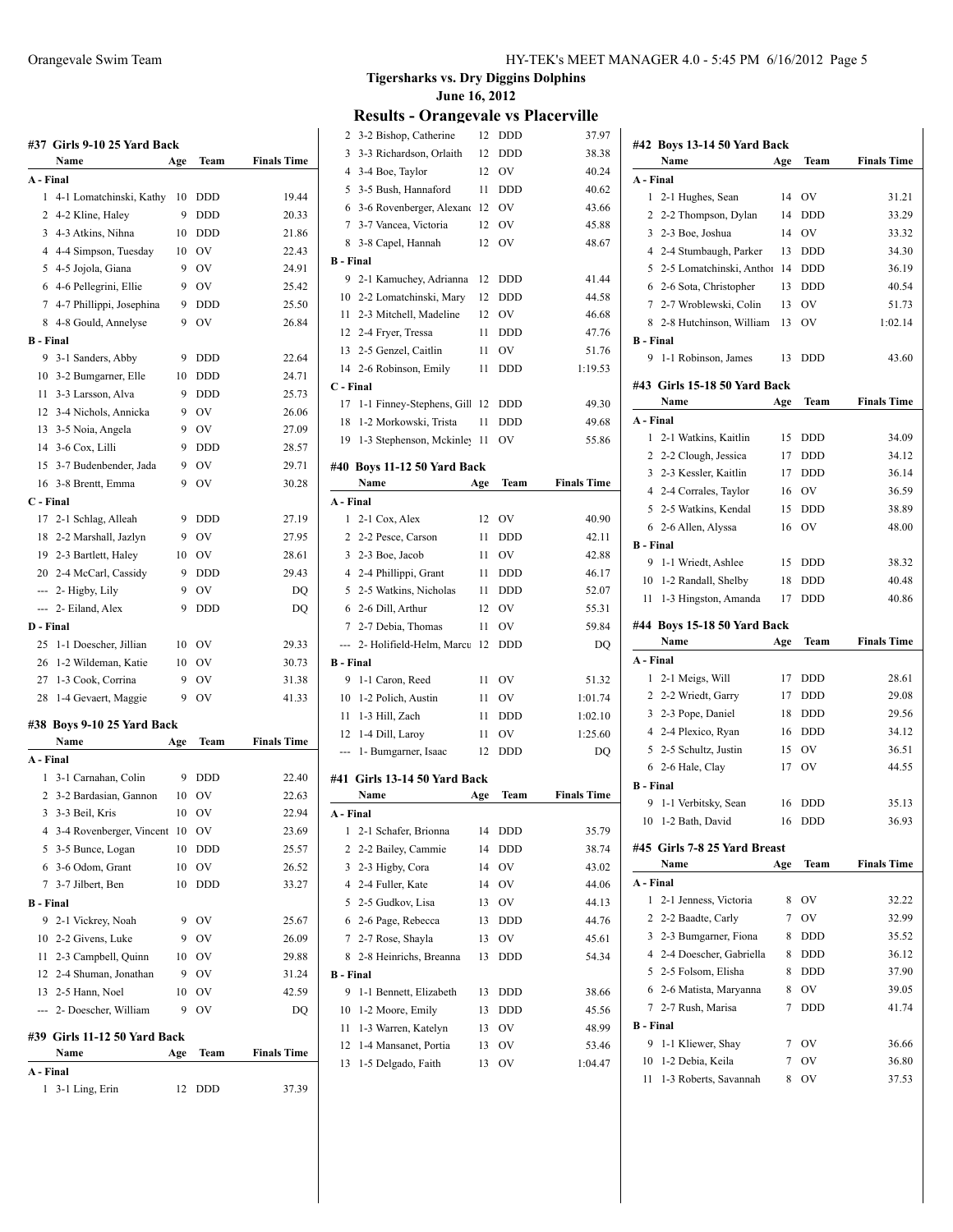**Tigersharks vs. Dry Diggins Dolphins**

**June 16, 2012**

## Results - Orangevale vs Placerville

### #37 Girls 9-10 25 Yard Back

| | Name | Age | Team | Finals Time |
|---|---|---|---|---|
| **A - Final** | | | | |
| 1 | 4-1 Lomatchinski, Kathy | 10 | DDD | 19.44 |
| 2 | 4-2 Kline, Haley | 9 | DDD | 20.33 |
| 3 | 4-3 Atkins, Nihna | 10 | DDD | 21.86 |
| 4 | 4-4 Simpson, Tuesday | 10 | OV | 22.43 |
| 5 | 4-5 Jojola, Giana | 9 | OV | 24.91 |
| 6 | 4-6 Pellegrini, Ellie | 9 | OV | 25.42 |
| 7 | 4-7 Phillippi, Josephina | 9 | DDD | 25.50 |
| 8 | 4-8 Gould, Annelyse | 9 | OV | 26.84 |
| **B - Final** | | | | |
| 9 | 3-1 Sanders, Abby | 9 | DDD | 22.64 |
| 10 | 3-2 Bumgarner, Elle | 10 | DDD | 24.71 |
| 11 | 3-3 Larsson, Alva | 9 | DDD | 25.73 |
| 12 | 3-4 Nichols, Annicka | 9 | OV | 26.06 |
| 13 | 3-5 Noia, Angela | 9 | OV | 27.09 |
| 14 | 3-6 Cox, Lilli | 9 | DDD | 28.57 |
| 15 | 3-7 Budenbender, Jada | 9 | OV | 29.71 |
| 16 | 3-8 Brentt, Emma | 9 | OV | 30.28 |
| **C - Final** | | | | |
| 17 | 2-1 Schlag, Alleah | 9 | DDD | 27.19 |
| 18 | 2-2 Marshall, Jazlyn | 9 | OV | 27.95 |
| 19 | 2-3 Bartlett, Haley | 10 | OV | 28.61 |
| 20 | 2-4 McCarl, Cassidy | 9 | DDD | 29.43 |
| --- | 2- Higby, Lily | 9 | OV | DQ |
| --- | 2- Eiland, Alex | 9 | DDD | DQ |
| **D - Final** | | | | |
| 25 | 1-1 Doescher, Jillian | 10 | OV | 29.33 |
| 26 | 1-2 Wildeman, Katie | 10 | OV | 30.73 |
| 27 | 1-3 Cook, Corrina | 9 | OV | 31.38 |
| 28 | 1-4 Gevaert, Maggie | 9 | OV | 41.33 |

### #38 Boys 9-10 25 Yard Back

| | Name | Age | Team | Finals Time |
|---|---|---|---|---|
| **A - Final** | | | | |
| 1 | 3-1 Carnahan, Colin | 9 | DDD | 22.40 |
| 2 | 3-2 Bardasian, Gannon | 10 | OV | 22.63 |
| 3 | 3-3 Beil, Kris | 10 | OV | 22.94 |
| 4 | 3-4 Rovenberger, Vincent | 10 | OV | 23.69 |
| 5 | 3-5 Bunce, Logan | 10 | DDD | 25.57 |
| 6 | 3-6 Odom, Grant | 10 | OV | 26.52 |
| 7 | 3-7 Jilbert, Ben | 10 | DDD | 33.27 |
| **B - Final** | | | | |
| 9 | 2-1 Vickrey, Noah | 9 | OV | 25.67 |
| 10 | 2-2 Givens, Luke | 9 | OV | 26.09 |
| 11 | 2-3 Campbell, Quinn | 10 | OV | 29.88 |
| 12 | 2-4 Shuman, Jonathan | 9 | OV | 31.24 |
| 13 | 2-5 Hann, Noel | 10 | OV | 42.59 |
| --- | 2- Doescher, William | 9 | OV | DQ |

### #39 Girls 11-12 50 Yard Back

| | Name | Age | Team | Finals Time |
|---|---|---|---|---|
| **A - Final** | | | | |
| 1 | 3-1 Ling, Erin | 12 | DDD | 37.39 |
| 2 | 3-2 Bishop, Catherine | 12 | DDD | 37.97 |
| 3 | 3-3 Richardson, Orlaith | 12 | DDD | 38.38 |
| 4 | 3-4 Boe, Taylor | 12 | OV | 40.24 |
| 5 | 3-5 Bush, Hannaford | 11 | DDD | 40.62 |
| 6 | 3-6 Rovenberger, Alexand | 12 | OV | 43.66 |
| 7 | 3-7 Vancea, Victoria | 12 | OV | 45.88 |
| 8 | 3-8 Capel, Hannah | 12 | OV | 48.67 |
| **B - Final** | | | | |
| 9 | 2-1 Kamuchey, Adrianna | 12 | DDD | 41.44 |
| 10 | 2-2 Lomatchinski, Mary | 12 | DDD | 44.58 |
| 11 | 2-3 Mitchell, Madeline | 12 | OV | 46.68 |
| 12 | 2-4 Fryer, Tressa | 11 | DDD | 47.76 |
| 13 | 2-5 Genzel, Caitlin | 11 | OV | 51.76 |
| 14 | 2-6 Robinson, Emily | 11 | DDD | 1:19.53 |
| **C - Final** | | | | |
| 17 | 1-1 Finney-Stephens, Gill | 12 | DDD | 49.30 |
| 18 | 1-2 Morkowski, Trista | 11 | DDD | 49.68 |
| 19 | 1-3 Stephenson, Mckinley | 11 | OV | 55.86 |

### #40 Boys 11-12 50 Yard Back

| | Name | Age | Team | Finals Time |
|---|---|---|---|---|
| **A - Final** | | | | |
| 1 | 2-1 Cox, Alex | 12 | OV | 40.90 |
| 2 | 2-2 Pesce, Carson | 11 | DDD | 42.11 |
| 3 | 2-3 Boe, Jacob | 11 | OV | 42.88 |
| 4 | 2-4 Phillippi, Grant | 11 | DDD | 46.17 |
| 5 | 2-5 Watkins, Nicholas | 11 | DDD | 52.07 |
| 6 | 2-6 Dill, Arthur | 12 | OV | 55.31 |
| 7 | 2-7 Debia, Thomas | 11 | OV | 59.84 |
| --- | 2- Holifield-Helm, Marcu | 12 | DDD | DQ |
| **B - Final** | | | | |
| 9 | 1-1 Caron, Reed | 11 | OV | 51.32 |
| 10 | 1-2 Polich, Austin | 11 | OV | 1:01.74 |
| 11 | 1-3 Hill, Zach | 11 | DDD | 1:02.10 |
| 12 | 1-4 Dill, Laroy | 11 | OV | 1:25.60 |
| --- | 1- Bumgarner, Isaac | 12 | DDD | DQ |

### #41 Girls 13-14 50 Yard Back

| | Name | Age | Team | Finals Time |
|---|---|---|---|---|
| **A - Final** | | | | |
| 1 | 2-1 Schafer, Brionna | 14 | DDD | 35.79 |
| 2 | 2-2 Bailey, Cammie | 14 | DDD | 38.74 |
| 3 | 2-3 Higby, Cora | 14 | OV | 43.02 |
| 4 | 2-4 Fuller, Kate | 14 | OV | 44.06 |
| 5 | 2-5 Gudkov, Lisa | 13 | OV | 44.13 |
| 6 | 2-6 Page, Rebecca | 13 | DDD | 44.76 |
| 7 | 2-7 Rose, Shayla | 13 | OV | 45.61 |
| 8 | 2-8 Heinrichs, Breanna | 13 | DDD | 54.34 |
| **B - Final** | | | | |
| 9 | 1-1 Bennett, Elizabeth | 13 | DDD | 38.66 |
| 10 | 1-2 Moore, Emily | 13 | DDD | 45.56 |
| 11 | 1-3 Warren, Katelyn | 13 | OV | 48.99 |
| 12 | 1-4 Mansanet, Portia | 13 | OV | 53.46 |
| 13 | 1-5 Delgado, Faith | 13 | OV | 1:04.47 |

### #42 Boys 13-14 50 Yard Back

| | Name | Age | Team | Finals Time |
|---|---|---|---|---|
| **A - Final** | | | | |
| 1 | 2-1 Hughes, Sean | 14 | OV | 31.21 |
| 2 | 2-2 Thompson, Dylan | 14 | DDD | 33.29 |
| 3 | 2-3 Boe, Joshua | 14 | OV | 33.32 |
| 4 | 2-4 Stumbaugh, Parker | 13 | DDD | 34.30 |
| 5 | 2-5 Lomatchinski, Anthoi | 14 | DDD | 36.19 |
| 6 | 2-6 Sota, Christopher | 13 | DDD | 40.54 |
| 7 | 2-7 Wroblewski, Colin | 13 | OV | 51.73 |
| 8 | 2-8 Hutchinson, William | 13 | OV | 1:02.14 |
| **B - Final** | | | | |
| 9 | 1-1 Robinson, James | 13 | DDD | 43.60 |

### #43 Girls 15-18 50 Yard Back

| | Name | Age | Team | Finals Time |
|---|---|---|---|---|
| **A - Final** | | | | |
| 1 | 2-1 Watkins, Kaitlin | 15 | DDD | 34.09 |
| 2 | 2-2 Clough, Jessica | 17 | DDD | 34.12 |
| 3 | 2-3 Kessler, Kaitlin | 17 | DDD | 36.14 |
| 4 | 2-4 Corrales, Taylor | 16 | OV | 36.59 |
| 5 | 2-5 Watkins, Kendal | 15 | DDD | 38.89 |
| 6 | 2-6 Allen, Alyssa | 16 | OV | 48.00 |
| **B - Final** | | | | |
| 9 | 1-1 Wriedt, Ashlee | 15 | DDD | 38.32 |
| 10 | 1-2 Randall, Shelby | 18 | DDD | 40.48 |
| 11 | 1-3 Hingston, Amanda | 17 | DDD | 40.86 |

### #44 Boys 15-18 50 Yard Back

| | Name | Age | Team | Finals Time |
|---|---|---|---|---|
| **A - Final** | | | | |
| 1 | 2-1 Meigs, Will | 17 | DDD | 28.61 |
| 2 | 2-2 Wriedt, Garry | 17 | DDD | 29.08 |
| 3 | 2-3 Pope, Daniel | 18 | DDD | 29.56 |
| 4 | 2-4 Plexico, Ryan | 16 | DDD | 34.12 |
| 5 | 2-5 Schultz, Justin | 15 | OV | 36.51 |
| 6 | 2-6 Hale, Clay | 17 | OV | 44.55 |
| **B - Final** | | | | |
| 9 | 1-1 Verbitsky, Sean | 16 | DDD | 35.13 |
| 10 | 1-2 Bath, David | 16 | DDD | 36.93 |

### #45 Girls 7-8 25 Yard Breast

| | Name | Age | Team | Finals Time |
|---|---|---|---|---|
| **A - Final** | | | | |
| 1 | 2-1 Jenness, Victoria | 8 | OV | 32.22 |
| 2 | 2-2 Baadte, Carly | 7 | OV | 32.99 |
| 3 | 2-3 Bumgarner, Fiona | 8 | DDD | 35.52 |
| 4 | 2-4 Doescher, Gabriella | 8 | DDD | 36.12 |
| 5 | 2-5 Folsom, Elisha | 8 | DDD | 37.90 |
| 6 | 2-6 Matista, Maryanna | 8 | OV | 39.05 |
| 7 | 2-7 Rush, Marisa | 7 | DDD | 41.74 |
| **B - Final** | | | | |
| 9 | 1-1 Kliewer, Shay | 7 | OV | 36.66 |
| 10 | 1-2 Debia, Keila | 7 | OV | 36.80 |
| 11 | 1-3 Roberts, Savannah | 8 | OV | 37.53 |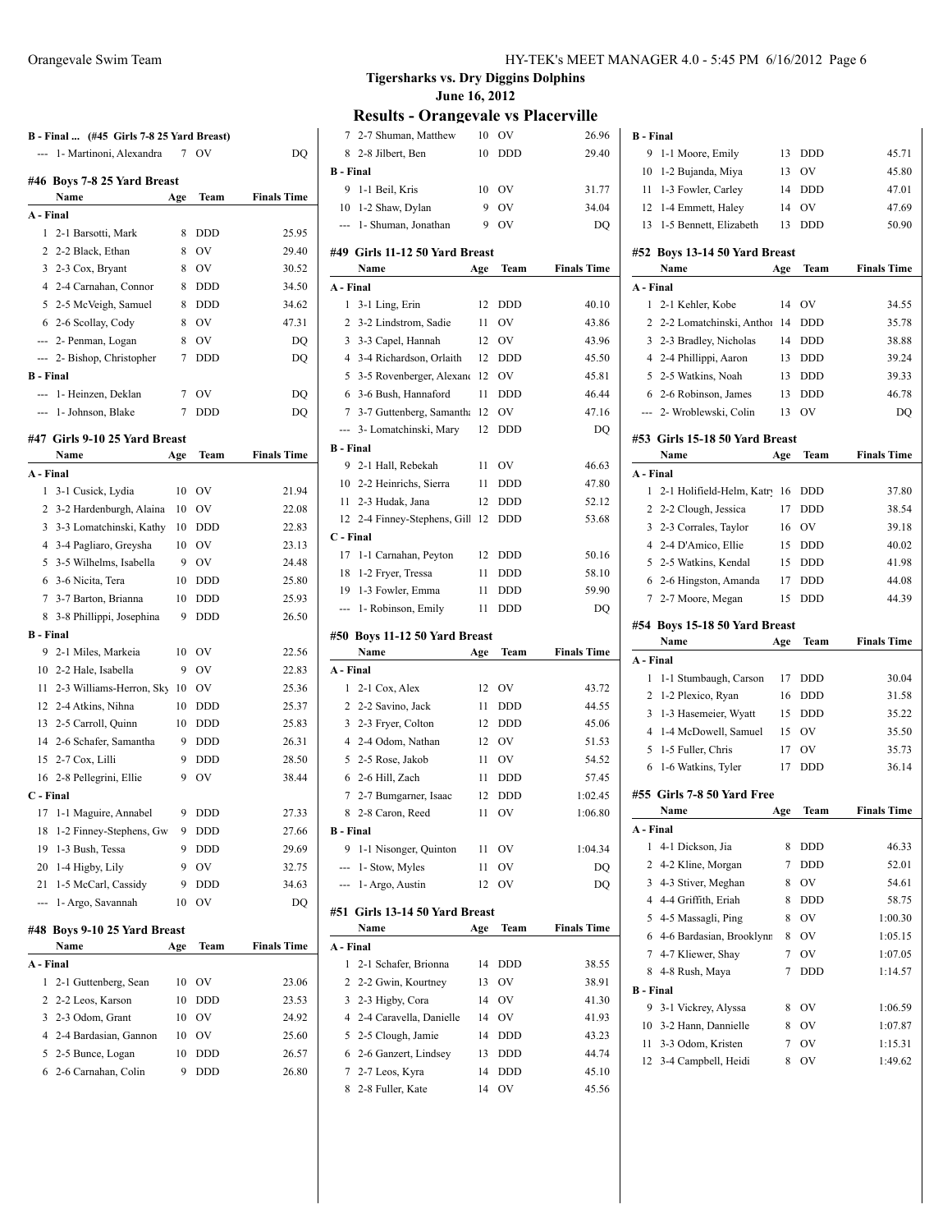**Tigersharks vs. Dry Diggins Dolphins**
**June 16, 2012**

## Results - Orangevale vs Placerville

### B - Final ... (#45 Girls 7-8 25 Yard Breast)

| Place | Name | Age | Team | Finals Time |
|---|---|---|---|---|
| --- | 1- Martinoni, Alexandra | 7 | OV | DQ |

### #46 Boys 7-8 25 Yard Breast

| Place | Name | Age | Team | Finals Time |
|---|---|---|---|---|
| **A - Final** | | | | |
| 1 | 2-1 Barsotti, Mark | 8 | DDD | 25.95 |
| 2 | 2-2 Black, Ethan | 8 | OV | 29.40 |
| 3 | 2-3 Cox, Bryant | 8 | OV | 30.52 |
| 4 | 2-4 Carnahan, Connor | 8 | DDD | 34.50 |
| 5 | 2-5 McVeigh, Samuel | 8 | DDD | 34.62 |
| 6 | 2-6 Scollay, Cody | 8 | OV | 47.31 |
| --- | 2- Penman, Logan | 8 | OV | DQ |
| --- | 2- Bishop, Christopher | 7 | DDD | DQ |
| **B - Final** | | | | |
| --- | 1- Heinzen, Deklan | 7 | OV | DQ |
| --- | 1- Johnson, Blake | 7 | DDD | DQ |

### #47 Girls 9-10 25 Yard Breast

| Place | Name | Age | Team | Finals Time |
|---|---|---|---|---|
| **A - Final** | | | | |
| 1 | 3-1 Cusick, Lydia | 10 | OV | 21.94 |
| 2 | 3-2 Hardenburgh, Alaina | 10 | OV | 22.08 |
| 3 | 3-3 Lomatchinski, Kathy | 10 | DDD | 22.83 |
| 4 | 3-4 Pagliaro, Greysha | 10 | OV | 23.13 |
| 5 | 3-5 Wilhelms, Isabella | 9 | OV | 24.48 |
| 6 | 3-6 Nicita, Tera | 10 | DDD | 25.80 |
| 7 | 3-7 Barton, Brianna | 10 | DDD | 25.93 |
| 8 | 3-8 Phillippi, Josephina | 9 | DDD | 26.50 |
| **B - Final** | | | | |
| 9 | 2-1 Miles, Markeia | 10 | OV | 22.56 |
| 10 | 2-2 Hale, Isabella | 9 | OV | 22.83 |
| 11 | 2-3 Williams-Herron, Sky | 10 | OV | 25.36 |
| 12 | 2-4 Atkins, Nihna | 10 | DDD | 25.37 |
| 13 | 2-5 Carroll, Quinn | 10 | DDD | 25.83 |
| 14 | 2-6 Schafer, Samantha | 9 | DDD | 26.31 |
| 15 | 2-7 Cox, Lilli | 9 | DDD | 28.50 |
| 16 | 2-8 Pellegrini, Ellie | 9 | OV | 38.44 |
| **C - Final** | | | | |
| 17 | 1-1 Maguire, Annabel | 9 | DDD | 27.33 |
| 18 | 1-2 Finney-Stephens, Gw | 9 | DDD | 27.66 |
| 19 | 1-3 Bush, Tessa | 9 | DDD | 29.69 |
| 20 | 1-4 Higby, Lily | 9 | OV | 32.75 |
| 21 | 1-5 McCarl, Cassidy | 9 | DDD | 34.63 |
| --- | 1- Argo, Savannah | 10 | OV | DQ |

### #48 Boys 9-10 25 Yard Breast

| Place | Name | Age | Team | Finals Time |
|---|---|---|---|---|
| **A - Final** | | | | |
| 1 | 2-1 Guttenberg, Sean | 10 | OV | 23.06 |
| 2 | 2-2 Leos, Karson | 10 | DDD | 23.53 |
| 3 | 2-3 Odom, Grant | 10 | OV | 24.92 |
| 4 | 2-4 Bardasian, Gannon | 10 | OV | 25.60 |
| 5 | 2-5 Bunce, Logan | 10 | DDD | 26.57 |
| 6 | 2-6 Carnahan, Colin | 9 | DDD | 26.80 |
| 7 | 2-7 Shuman, Matthew | 10 | OV | 26.96 |
| 8 | 2-8 Jilbert, Ben | 10 | DDD | 29.40 |
| **B - Final** | | | | |
| 9 | 1-1 Beil, Kris | 10 | OV | 31.77 |
| 10 | 1-2 Shaw, Dylan | 9 | OV | 34.04 |
| --- | 1- Shuman, Jonathan | 9 | OV | DQ |

### #49 Girls 11-12 50 Yard Breast

| Place | Name | Age | Team | Finals Time |
|---|---|---|---|---|
| **A - Final** | | | | |
| 1 | 3-1 Ling, Erin | 12 | DDD | 40.10 |
| 2 | 3-2 Lindstrom, Sadie | 11 | OV | 43.86 |
| 3 | 3-3 Capel, Hannah | 12 | OV | 43.96 |
| 4 | 3-4 Richardson, Orlaith | 12 | DDD | 45.50 |
| 5 | 3-5 Rovenberger, Alexand | 12 | OV | 45.81 |
| 6 | 3-6 Bush, Hannaford | 11 | DDD | 46.44 |
| 7 | 3-7 Guttenberg, Samantha | 12 | OV | 47.16 |
| --- | 3- Lomatchinski, Mary | 12 | DDD | DQ |
| **B - Final** | | | | |
| 9 | 2-1 Hall, Rebekah | 11 | OV | 46.63 |
| 10 | 2-2 Heinrichs, Sierra | 11 | DDD | 47.80 |
| 11 | 2-3 Hudak, Jana | 12 | DDD | 52.12 |
| 12 | 2-4 Finney-Stephens, Gill | 12 | DDD | 53.68 |
| **C - Final** | | | | |
| 17 | 1-1 Carnahan, Peyton | 12 | DDD | 50.16 |
| 18 | 1-2 Fryer, Tressa | 11 | DDD | 58.10 |
| 19 | 1-3 Fowler, Emma | 11 | DDD | 59.90 |
| --- | 1- Robinson, Emily | 11 | DDD | DQ |

### #50 Boys 11-12 50 Yard Breast

| Place | Name | Age | Team | Finals Time |
|---|---|---|---|---|
| **A - Final** | | | | |
| 1 | 2-1 Cox, Alex | 12 | OV | 43.72 |
| 2 | 2-2 Savino, Jack | 11 | DDD | 44.55 |
| 3 | 2-3 Fryer, Colton | 12 | DDD | 45.06 |
| 4 | 2-4 Odom, Nathan | 12 | OV | 51.53 |
| 5 | 2-5 Rose, Jakob | 11 | OV | 54.52 |
| 6 | 2-6 Hill, Zach | 11 | DDD | 57.45 |
| 7 | 2-7 Bumgarner, Isaac | 12 | DDD | 1:02.45 |
| 8 | 2-8 Caron, Reed | 11 | OV | 1:06.80 |
| **B - Final** | | | | |
| 9 | 1-1 Nisonger, Quinton | 11 | OV | 1:04.34 |
| --- | 1- Stow, Myles | 11 | OV | DQ |
| --- | 1- Argo, Austin | 12 | OV | DQ |

### #51 Girls 13-14 50 Yard Breast

| Place | Name | Age | Team | Finals Time |
|---|---|---|---|---|
| **A - Final** | | | | |
| 1 | 2-1 Schafer, Brionna | 14 | DDD | 38.55 |
| 2 | 2-2 Gwin, Kourtney | 13 | OV | 38.91 |
| 3 | 2-3 Higby, Cora | 14 | OV | 41.30 |
| 4 | 2-4 Caravella, Danielle | 14 | OV | 41.93 |
| 5 | 2-5 Clough, Jamie | 14 | DDD | 43.23 |
| 6 | 2-6 Ganzert, Lindsey | 13 | DDD | 44.74 |
| 7 | 2-7 Leos, Kyra | 14 | DDD | 45.10 |
| 8 | 2-8 Fuller, Kate | 14 | OV | 45.56 |
| **B - Final** | | | | |
| 9 | 1-1 Moore, Emily | 13 | DDD | 45.71 |
| 10 | 1-2 Bujanda, Miya | 13 | OV | 45.80 |
| 11 | 1-3 Fowler, Carley | 14 | DDD | 47.01 |
| 12 | 1-4 Emmett, Haley | 14 | OV | 47.69 |
| 13 | 1-5 Bennett, Elizabeth | 13 | DDD | 50.90 |

### #52 Boys 13-14 50 Yard Breast

| Place | Name | Age | Team | Finals Time |
|---|---|---|---|---|
| **A - Final** | | | | |
| 1 | 2-1 Kehler, Kobe | 14 | OV | 34.55 |
| 2 | 2-2 Lomatchinski, Anthor | 14 | DDD | 35.78 |
| 3 | 2-3 Bradley, Nicholas | 14 | DDD | 38.88 |
| 4 | 2-4 Phillippi, Aaron | 13 | DDD | 39.24 |
| 5 | 2-5 Watkins, Noah | 13 | DDD | 39.33 |
| 6 | 2-6 Robinson, James | 13 | DDD | 46.78 |
| --- | 2- Wroblewski, Colin | 13 | OV | DQ |

### #53 Girls 15-18 50 Yard Breast

| Place | Name | Age | Team | Finals Time |
|---|---|---|---|---|
| **A - Final** | | | | |
| 1 | 2-1 Holifield-Helm, Katry | 16 | DDD | 37.80 |
| 2 | 2-2 Clough, Jessica | 17 | DDD | 38.54 |
| 3 | 2-3 Corrales, Taylor | 16 | OV | 39.18 |
| 4 | 2-4 D'Amico, Ellie | 15 | DDD | 40.02 |
| 5 | 2-5 Watkins, Kendal | 15 | DDD | 41.98 |
| 6 | 2-6 Hingston, Amanda | 17 | DDD | 44.08 |
| 7 | 2-7 Moore, Megan | 15 | DDD | 44.39 |

### #54 Boys 15-18 50 Yard Breast

| Place | Name | Age | Team | Finals Time |
|---|---|---|---|---|
| **A - Final** | | | | |
| 1 | 1-1 Stumbaugh, Carson | 17 | DDD | 30.04 |
| 2 | 1-2 Plexico, Ryan | 16 | DDD | 31.58 |
| 3 | 1-3 Hasemeier, Wyatt | 15 | DDD | 35.22 |
| 4 | 1-4 McDowell, Samuel | 15 | OV | 35.50 |
| 5 | 1-5 Fuller, Chris | 17 | OV | 35.73 |
| 6 | 1-6 Watkins, Tyler | 17 | DDD | 36.14 |

### #55 Girls 7-8 50 Yard Free

| Place | Name | Age | Team | Finals Time |
|---|---|---|---|---|
| **A - Final** | | | | |
| 1 | 4-1 Dickson, Jia | 8 | DDD | 46.33 |
| 2 | 4-2 Kline, Morgan | 7 | DDD | 52.01 |
| 3 | 4-3 Stiver, Meghan | 8 | OV | 54.61 |
| 4 | 4-4 Griffith, Eriah | 8 | DDD | 58.75 |
| 5 | 4-5 Massagli, Ping | 8 | OV | 1:00.30 |
| 6 | 4-6 Bardasian, Brooklynn | 8 | OV | 1:05.15 |
| 7 | 4-7 Kliewer, Shay | 7 | OV | 1:07.05 |
| 8 | 4-8 Rush, Maya | 7 | DDD | 1:14.57 |
| **B - Final** | | | | |
| 9 | 3-1 Vickrey, Alyssa | 8 | OV | 1:06.59 |
| 10 | 3-2 Hann, Dannielle | 8 | OV | 1:07.87 |
| 11 | 3-3 Odom, Kristen | 7 | OV | 1:15.31 |
| 12 | 3-4 Campbell, Heidi | 8 | OV | 1:49.62 |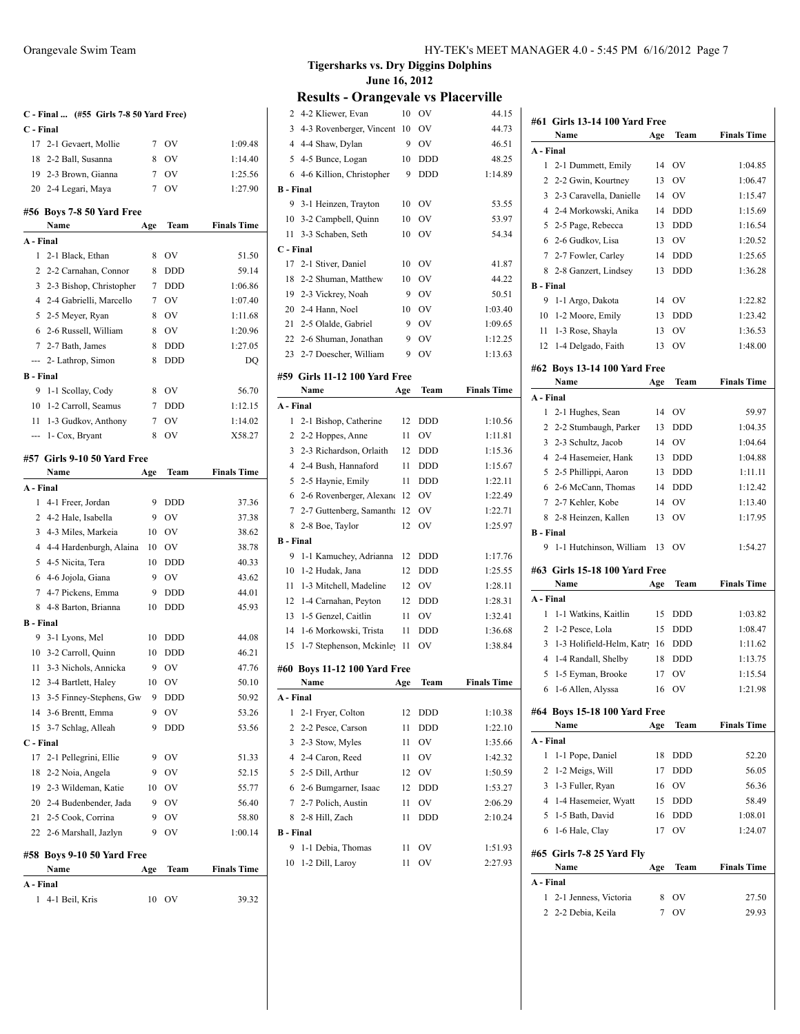**Tigersharks vs. Dry Diggins Dolphins**

**June 16, 2012**

## Results - Orangevale vs Placerville

### C - Final ... (#55 Girls 7-8 50 Yard Free)

| | Name | Age | Team | Finals Time |
|---|---|---|---|---|
| **C - Final** | | | | |
| 17 | 2-1 Gevaert, Mollie | 7 | OV | 1:09.48 |
| 18 | 2-2 Ball, Susanna | 8 | OV | 1:14.40 |
| 19 | 2-3 Brown, Gianna | 7 | OV | 1:25.56 |
| 20 | 2-4 Legari, Maya | 7 | OV | 1:27.90 |

### #56 Boys 7-8 50 Yard Free

| | Name | Age | Team | Finals Time |
|---|---|---|---|---|
| **A - Final** | | | | |
| 1 | 2-1 Black, Ethan | 8 | OV | 51.50 |
| 2 | 2-2 Carnahan, Connor | 8 | DDD | 59.14 |
| 3 | 2-3 Bishop, Christopher | 7 | DDD | 1:06.86 |
| 4 | 2-4 Gabrielli, Marcello | 7 | OV | 1:07.40 |
| 5 | 2-5 Meyer, Ryan | 8 | OV | 1:11.68 |
| 6 | 2-6 Russell, William | 8 | OV | 1:20.96 |
| 7 | 2-7 Bath, James | 8 | DDD | 1:27.05 |
| --- | 2- Lathrop, Simon | 8 | DDD | DQ |
| **B - Final** | | | | |
| 9 | 1-1 Scollay, Cody | 8 | OV | 56.70 |
| 10 | 1-2 Carroll, Seamus | 7 | DDD | 1:12.15 |
| 11 | 1-3 Gudkov, Anthony | 7 | OV | 1:14.02 |
| --- | 1- Cox, Bryant | 8 | OV | X58.27 |

### #57 Girls 9-10 50 Yard Free

| | Name | Age | Team | Finals Time |
|---|---|---|---|---|
| **A - Final** | | | | |
| 1 | 4-1 Freer, Jordan | 9 | DDD | 37.36 |
| 2 | 4-2 Hale, Isabella | 9 | OV | 37.38 |
| 3 | 4-3 Miles, Markeia | 10 | OV | 38.62 |
| 4 | 4-4 Hardenburgh, Alaina | 10 | OV | 38.78 |
| 5 | 4-5 Nicita, Tera | 10 | DDD | 40.33 |
| 6 | 4-6 Jojola, Giana | 9 | OV | 43.62 |
| 7 | 4-7 Pickens, Emma | 9 | DDD | 44.01 |
| 8 | 4-8 Barton, Brianna | 10 | DDD | 45.93 |
| **B - Final** | | | | |
| 9 | 3-1 Lyons, Mel | 10 | DDD | 44.08 |
| 10 | 3-2 Carroll, Quinn | 10 | DDD | 46.21 |
| 11 | 3-3 Nichols, Annicka | 9 | OV | 47.76 |
| 12 | 3-4 Bartlett, Haley | 10 | OV | 50.10 |
| 13 | 3-5 Finney-Stephens, Gw | 9 | DDD | 50.92 |
| 14 | 3-6 Brentt, Emma | 9 | OV | 53.26 |
| 15 | 3-7 Schlag, Alleah | 9 | DDD | 53.56 |
| **C - Final** | | | | |
| 17 | 2-1 Pellegrini, Ellie | 9 | OV | 51.33 |
| 18 | 2-2 Noia, Angela | 9 | OV | 52.15 |
| 19 | 2-3 Wildeman, Katie | 10 | OV | 55.77 |
| 20 | 2-4 Budenbender, Jada | 9 | OV | 56.40 |
| 21 | 2-5 Cook, Corrina | 9 | OV | 58.80 |
| 22 | 2-6 Marshall, Jazlyn | 9 | OV | 1:00.14 |

### #58 Boys 9-10 50 Yard Free

| | Name | Age | Team | Finals Time |
|---|---|---|---|---|
| **A - Final** | | | | |
| 1 | 4-1 Beil, Kris | 10 | OV | 39.32 |
| 2 | 4-2 Kliewer, Evan | 10 | OV | 44.15 |
| 3 | 4-3 Rovenberger, Vincent | 10 | OV | 44.73 |
| 4 | 4-4 Shaw, Dylan | 9 | OV | 46.51 |
| 5 | 4-5 Bunce, Logan | 10 | DDD | 48.25 |
| 6 | 4-6 Killion, Christopher | 9 | DDD | 1:14.89 |
| **B - Final** | | | | |
| 9 | 3-1 Heinzen, Trayton | 10 | OV | 53.55 |
| 10 | 3-2 Campbell, Quinn | 10 | OV | 53.97 |
| 11 | 3-3 Schaben, Seth | 10 | OV | 54.34 |
| **C - Final** | | | | |
| 17 | 2-1 Stiver, Daniel | 10 | OV | 41.87 |
| 18 | 2-2 Shuman, Matthew | 10 | OV | 44.22 |
| 19 | 2-3 Vickrey, Noah | 9 | OV | 50.51 |
| 20 | 2-4 Hann, Noel | 10 | OV | 1:03.40 |
| 21 | 2-5 Olalde, Gabriel | 9 | OV | 1:09.65 |
| 22 | 2-6 Shuman, Jonathan | 9 | OV | 1:12.25 |
| 23 | 2-7 Doescher, William | 9 | OV | 1:13.63 |

### #59 Girls 11-12 100 Yard Free

| | Name | Age | Team | Finals Time |
|---|---|---|---|---|
| **A - Final** | | | | |
| 1 | 2-1 Bishop, Catherine | 12 | DDD | 1:10.56 |
| 2 | 2-2 Hoppes, Anne | 11 | OV | 1:11.81 |
| 3 | 2-3 Richardson, Orlaith | 12 | DDD | 1:15.36 |
| 4 | 2-4 Bush, Hannaford | 11 | DDD | 1:15.67 |
| 5 | 2-5 Haynie, Emily | 11 | DDD | 1:22.11 |
| 6 | 2-6 Rovenberger, Alexan | 12 | OV | 1:22.49 |
| 7 | 2-7 Guttenberg, Samantha | 12 | OV | 1:22.71 |
| 8 | 2-8 Boe, Taylor | 12 | OV | 1:25.97 |
| **B - Final** | | | | |
| 9 | 1-1 Kamuchey, Adrianna | 12 | DDD | 1:17.76 |
| 10 | 1-2 Hudak, Jana | 12 | DDD | 1:25.55 |
| 11 | 1-3 Mitchell, Madeline | 12 | OV | 1:28.11 |
| 12 | 1-4 Carnahan, Peyton | 12 | DDD | 1:28.31 |
| 13 | 1-5 Genzel, Caitlin | 11 | OV | 1:32.41 |
| 14 | 1-6 Morkowski, Trista | 11 | DDD | 1:36.68 |
| 15 | 1-7 Stephenson, Mckinley | 11 | OV | 1:38.84 |

### #60 Boys 11-12 100 Yard Free

| | Name | Age | Team | Finals Time |
|---|---|---|---|---|
| **A - Final** | | | | |
| 1 | 2-1 Fryer, Colton | 12 | DDD | 1:10.38 |
| 2 | 2-2 Pesce, Carson | 11 | DDD | 1:22.10 |
| 3 | 2-3 Stow, Myles | 11 | OV | 1:35.66 |
| 4 | 2-4 Caron, Reed | 11 | OV | 1:42.32 |
| 5 | 2-5 Dill, Arthur | 12 | OV | 1:50.59 |
| 6 | 2-6 Bumgarner, Isaac | 12 | DDD | 1:53.27 |
| 7 | 2-7 Polich, Austin | 11 | OV | 2:06.29 |
| 8 | 2-8 Hill, Zach | 11 | DDD | 2:10.24 |
| **B - Final** | | | | |
| 9 | 1-1 Debia, Thomas | 11 | OV | 1:51.93 |
| 10 | 1-2 Dill, Laroy | 11 | OV | 2:27.93 |

### #61 Girls 13-14 100 Yard Free

| | Name | Age | Team | Finals Time |
|---|---|---|---|---|
| **A - Final** | | | | |
| 1 | 2-1 Dummett, Emily | 14 | OV | 1:04.85 |
| 2 | 2-2 Gwin, Kourtney | 13 | OV | 1:06.47 |
| 3 | 2-3 Caravella, Danielle | 14 | OV | 1:15.47 |
| 4 | 2-4 Morkowski, Anika | 14 | DDD | 1:15.69 |
| 5 | 2-5 Page, Rebecca | 13 | DDD | 1:16.54 |
| 6 | 2-6 Gudkov, Lisa | 13 | OV | 1:20.52 |
| 7 | 2-7 Fowler, Carley | 14 | DDD | 1:25.65 |
| 8 | 2-8 Ganzert, Lindsey | 13 | DDD | 1:36.28 |
| **B - Final** | | | | |
| 9 | 1-1 Argo, Dakota | 14 | OV | 1:22.82 |
| 10 | 1-2 Moore, Emily | 13 | DDD | 1:23.42 |
| 11 | 1-3 Rose, Shayla | 13 | OV | 1:36.53 |
| 12 | 1-4 Delgado, Faith | 13 | OV | 1:48.00 |

### #62 Boys 13-14 100 Yard Free

| | Name | Age | Team | Finals Time |
|---|---|---|---|---|
| **A - Final** | | | | |
| 1 | 2-1 Hughes, Sean | 14 | OV | 59.97 |
| 2 | 2-2 Stumbaugh, Parker | 13 | DDD | 1:04.35 |
| 3 | 2-3 Schultz, Jacob | 14 | OV | 1:04.64 |
| 4 | 2-4 Hasemeier, Hank | 13 | DDD | 1:04.88 |
| 5 | 2-5 Phillippi, Aaron | 13 | DDD | 1:11.11 |
| 6 | 2-6 McCann, Thomas | 14 | DDD | 1:12.42 |
| 7 | 2-7 Kehler, Kobe | 14 | OV | 1:13.40 |
| 8 | 2-8 Heinzen, Kallen | 13 | OV | 1:17.95 |
| **B - Final** | | | | |
| 9 | 1-1 Hutchinson, William | 13 | OV | 1:54.27 |

### #63 Girls 15-18 100 Yard Free

| | Name | Age | Team | Finals Time |
|---|---|---|---|---|
| **A - Final** | | | | |
| 1 | 1-1 Watkins, Kaitlin | 15 | DDD | 1:03.82 |
| 2 | 1-2 Pesce, Lola | 15 | DDD | 1:08.47 |
| 3 | 1-3 Holifield-Helm, Katry | 16 | DDD | 1:11.62 |
| 4 | 1-4 Randall, Shelby | 18 | DDD | 1:13.75 |
| 5 | 1-5 Eyman, Brooke | 17 | OV | 1:15.54 |
| 6 | 1-6 Allen, Alyssa | 16 | OV | 1:21.98 |

### #64 Boys 15-18 100 Yard Free

| | Name | Age | Team | Finals Time |
|---|---|---|---|---|
| **A - Final** | | | | |
| 1 | 1-1 Pope, Daniel | 18 | DDD | 52.20 |
| 2 | 1-2 Meigs, Will | 17 | DDD | 56.05 |
| 3 | 1-3 Fuller, Ryan | 16 | OV | 56.36 |
| 4 | 1-4 Hasemeier, Wyatt | 15 | DDD | 58.49 |
| 5 | 1-5 Bath, David | 16 | DDD | 1:08.01 |
| 6 | 1-6 Hale, Clay | 17 | OV | 1:24.07 |

### #65 Girls 7-8 25 Yard Fly

| | Name | Age | Team | Finals Time |
|---|---|---|---|---|
| **A - Final** | | | | |
| 1 | 2-1 Jenness, Victoria | 8 | OV | 27.50 |
| 2 | 2-2 Debia, Keila | 7 | OV | 29.93 |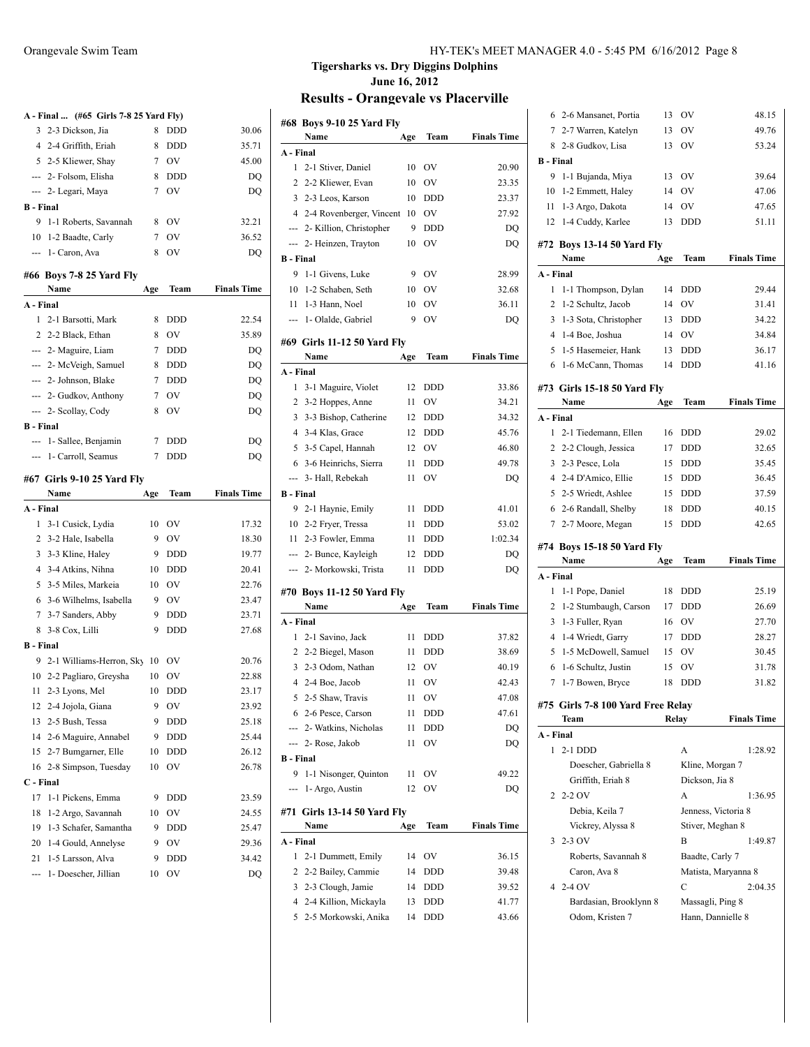## Tigersharks vs. Dry Diggins Dolphins

June 16, 2012

## Results - Orangevale vs Placerville

### A - Final ... (#65 Girls 7-8 25 Yard Fly)

| | Name | Age | Team | Finals Time |
|---|---|---|---|---|
| 3 | 2-3 Dickson, Jia | 8 | DDD | 30.06 |
| 4 | 2-4 Griffith, Eriah | 8 | DDD | 35.71 |
| 5 | 2-5 Kliewer, Shay | 7 | OV | 45.00 |
| --- | 2- Folsom, Elisha | 8 | DDD | DQ |
| --- | 2- Legari, Maya | 7 | OV | DQ |
| **B - Final** | | | | |
| 9 | 1-1 Roberts, Savannah | 8 | OV | 32.21 |
| 10 | 1-2 Baadte, Carly | 7 | OV | 36.52 |
| --- | 1- Caron, Ava | 8 | OV | DQ |

### #66 Boys 7-8 25 Yard Fly

| | Name | Age | Team | Finals Time |
|---|---|---|---|---|
| **A - Final** | | | | |
| 1 | 2-1 Barsotti, Mark | 8 | DDD | 22.54 |
| 2 | 2-2 Black, Ethan | 8 | OV | 35.89 |
| --- | 2- Maguire, Liam | 7 | DDD | DQ |
| --- | 2- McVeigh, Samuel | 8 | DDD | DQ |
| --- | 2- Johnson, Blake | 7 | DDD | DQ |
| --- | 2- Gudkov, Anthony | 7 | OV | DQ |
| --- | 2- Scollay, Cody | 8 | OV | DQ |
| **B - Final** | | | | |
| --- | 1- Sallee, Benjamin | 7 | DDD | DQ |
| --- | 1- Carroll, Seamus | 7 | DDD | DQ |

### #67 Girls 9-10 25 Yard Fly

| | Name | Age | Team | Finals Time |
|---|---|---|---|---|
| **A - Final** | | | | |
| 1 | 3-1 Cusick, Lydia | 10 | OV | 17.32 |
| 2 | 3-2 Hale, Isabella | 9 | OV | 18.30 |
| 3 | 3-3 Kline, Haley | 9 | DDD | 19.77 |
| 4 | 3-4 Atkins, Nihna | 10 | DDD | 20.41 |
| 5 | 3-5 Miles, Markeia | 10 | OV | 22.76 |
| 6 | 3-6 Wilhelms, Isabella | 9 | OV | 23.47 |
| 7 | 3-7 Sanders, Abby | 9 | DDD | 23.71 |
| 8 | 3-8 Cox, Lilli | 9 | DDD | 27.68 |
| **B - Final** | | | | |
| 9 | 2-1 Williams-Herron, Sky | 10 | OV | 20.76 |
| 10 | 2-2 Pagliaro, Greysha | 10 | OV | 22.88 |
| 11 | 2-3 Lyons, Mel | 10 | DDD | 23.17 |
| 12 | 2-4 Jojola, Giana | 9 | OV | 23.92 |
| 13 | 2-5 Bush, Tessa | 9 | DDD | 25.18 |
| 14 | 2-6 Maguire, Annabel | 9 | DDD | 25.44 |
| 15 | 2-7 Bumgarner, Elle | 10 | DDD | 26.12 |
| 16 | 2-8 Simpson, Tuesday | 10 | OV | 26.78 |
| **C - Final** | | | | |
| 17 | 1-1 Pickens, Emma | 9 | DDD | 23.59 |
| 18 | 1-2 Argo, Savannah | 10 | OV | 24.55 |
| 19 | 1-3 Schafer, Samantha | 9 | DDD | 25.47 |
| 20 | 1-4 Gould, Annelyse | 9 | OV | 29.36 |
| 21 | 1-5 Larsson, Alva | 9 | DDD | 34.42 |
| --- | 1- Doescher, Jillian | 10 | OV | DQ |

### #68 Boys 9-10 25 Yard Fly

| | Name | Age | Team | Finals Time |
|---|---|---|---|---|
| **A - Final** | | | | |
| 1 | 2-1 Stiver, Daniel | 10 | OV | 20.90 |
| 2 | 2-2 Kliewer, Evan | 10 | OV | 23.35 |
| 3 | 2-3 Leos, Karson | 10 | DDD | 23.37 |
| 4 | 2-4 Rovenberger, Vincent | 10 | OV | 27.92 |
| --- | 2- Killion, Christopher | 9 | DDD | DQ |
| --- | 2- Heinzen, Trayton | 10 | OV | DQ |
| **B - Final** | | | | |
| 9 | 1-1 Givens, Luke | 9 | OV | 28.99 |
| 10 | 1-2 Schaben, Seth | 10 | OV | 32.68 |
| 11 | 1-3 Hann, Noel | 10 | OV | 36.11 |
| --- | 1- Olalde, Gabriel | 9 | OV | DQ |

### #69 Girls 11-12 50 Yard Fly

| | Name | Age | Team | Finals Time |
|---|---|---|---|---|
| **A - Final** | | | | |
| 1 | 3-1 Maguire, Violet | 12 | DDD | 33.86 |
| 2 | 3-2 Hoppes, Anne | 11 | OV | 34.21 |
| 3 | 3-3 Bishop, Catherine | 12 | DDD | 34.32 |
| 4 | 3-4 Klas, Grace | 12 | DDD | 45.76 |
| 5 | 3-5 Capel, Hannah | 12 | OV | 46.80 |
| 6 | 3-6 Heinrichs, Sierra | 11 | DDD | 49.78 |
| --- | 3- Hall, Rebekah | 11 | OV | DQ |
| **B - Final** | | | | |
| 9 | 2-1 Haynie, Emily | 11 | DDD | 41.01 |
| 10 | 2-2 Fryer, Tressa | 11 | DDD | 53.02 |
| 11 | 2-3 Fowler, Emma | 11 | DDD | 1:02.34 |
| --- | 2- Bunce, Kayleigh | 12 | DDD | DQ |
| --- | 2- Morkowski, Trista | 11 | DDD | DQ |

### #70 Boys 11-12 50 Yard Fly

| | Name | Age | Team | Finals Time |
|---|---|---|---|---|
| **A - Final** | | | | |
| 1 | 2-1 Savino, Jack | 11 | DDD | 37.82 |
| 2 | 2-2 Biegel, Mason | 11 | DDD | 38.69 |
| 3 | 2-3 Odom, Nathan | 12 | OV | 40.19 |
| 4 | 2-4 Boe, Jacob | 11 | OV | 42.43 |
| 5 | 2-5 Shaw, Travis | 11 | OV | 47.08 |
| 6 | 2-6 Pesce, Carson | 11 | DDD | 47.61 |
| --- | 2- Watkins, Nicholas | 11 | DDD | DQ |
| --- | 2- Rose, Jakob | 11 | OV | DQ |
| **B - Final** | | | | |
| 9 | 1-1 Nisonger, Quinton | 11 | OV | 49.22 |
| --- | 1- Argo, Austin | 12 | OV | DQ |

### #71 Girls 13-14 50 Yard Fly

| | Name | Age | Team | Finals Time |
|---|---|---|---|---|
| **A - Final** | | | | |
| 1 | 2-1 Dummett, Emily | 14 | OV | 36.15 |
| 2 | 2-2 Bailey, Cammie | 14 | DDD | 39.48 |
| 3 | 2-3 Clough, Jamie | 14 | DDD | 39.52 |
| 4 | 2-4 Killion, Mickayla | 13 | DDD | 41.77 |
| 5 | 2-5 Morkowski, Anika | 14 | DDD | 43.66 |
| 6 | 2-6 Mansanet, Portia | 13 | OV | 48.15 |
| 7 | 2-7 Warren, Katelyn | 13 | OV | 49.76 |
| 8 | 2-8 Gudkov, Lisa | 13 | OV | 53.24 |
| **B - Final** | | | | |
| 9 | 1-1 Bujanda, Miya | 13 | OV | 39.64 |
| 10 | 1-2 Emmett, Haley | 14 | OV | 47.06 |
| 11 | 1-3 Argo, Dakota | 14 | OV | 47.65 |
| 12 | 1-4 Cuddy, Karlee | 13 | DDD | 51.11 |

### #72 Boys 13-14 50 Yard Fly

| | Name | Age | Team | Finals Time |
|---|---|---|---|---|
| **A - Final** | | | | |
| 1 | 1-1 Thompson, Dylan | 14 | DDD | 29.44 |
| 2 | 1-2 Schultz, Jacob | 14 | OV | 31.41 |
| 3 | 1-3 Sota, Christopher | 13 | DDD | 34.22 |
| 4 | 1-4 Boe, Joshua | 14 | OV | 34.84 |
| 5 | 1-5 Hasemeier, Hank | 13 | DDD | 36.17 |
| 6 | 1-6 McCann, Thomas | 14 | DDD | 41.16 |

### #73 Girls 15-18 50 Yard Fly

| | Name | Age | Team | Finals Time |
|---|---|---|---|---|
| **A - Final** | | | | |
| 1 | 2-1 Tiedemann, Ellen | 16 | DDD | 29.02 |
| 2 | 2-2 Clough, Jessica | 17 | DDD | 32.65 |
| 3 | 2-3 Pesce, Lola | 15 | DDD | 35.45 |
| 4 | 2-4 D'Amico, Ellie | 15 | DDD | 36.45 |
| 5 | 2-5 Wriedt, Ashlee | 15 | DDD | 37.59 |
| 6 | 2-6 Randall, Shelby | 18 | DDD | 40.15 |
| 7 | 2-7 Moore, Megan | 15 | DDD | 42.65 |

### #74 Boys 15-18 50 Yard Fly

| | Name | Age | Team | Finals Time |
|---|---|---|---|---|
| **A - Final** | | | | |
| 1 | 1-1 Pope, Daniel | 18 | DDD | 25.19 |
| 2 | 1-2 Stumbaugh, Carson | 17 | DDD | 26.69 |
| 3 | 1-3 Fuller, Ryan | 16 | OV | 27.70 |
| 4 | 1-4 Wriedt, Garry | 17 | DDD | 28.27 |
| 5 | 1-5 McDowell, Samuel | 15 | OV | 30.45 |
| 6 | 1-6 Schultz, Justin | 15 | OV | 31.78 |
| 7 | 1-7 Bowen, Bryce | 18 | DDD | 31.82 |

### #75 Girls 7-8 100 Yard Free Relay

| | Team | Relay | Finals Time |
|---|---|---|---|
| **A - Final** | | | |
| 1 | 2-1 DDD | A | 1:28.92 |
| | Doescher, Gabriella 8 | Kline, Morgan 7 | |
| | Griffith, Eriah 8 | Dickson, Jia 8 | |
| 2 | 2-2 OV | A | 1:36.95 |
| | Debia, Keila 7 | Jenness, Victoria 8 | |
| | Vickrey, Alyssa 8 | Stiver, Meghan 8 | |
| 3 | 2-3 OV | B | 1:49.87 |
| | Roberts, Savannah 8 | Baadte, Carly 7 | |
| | Caron, Ava 8 | Matista, Maryanna 8 | |
| 4 | 2-4 OV | C | 2:04.35 |
| | Bardasian, Brooklynn 8 | Massagli, Ping 8 | |
| | Odom, Kristen 7 | Hann, Dannielle 8 | |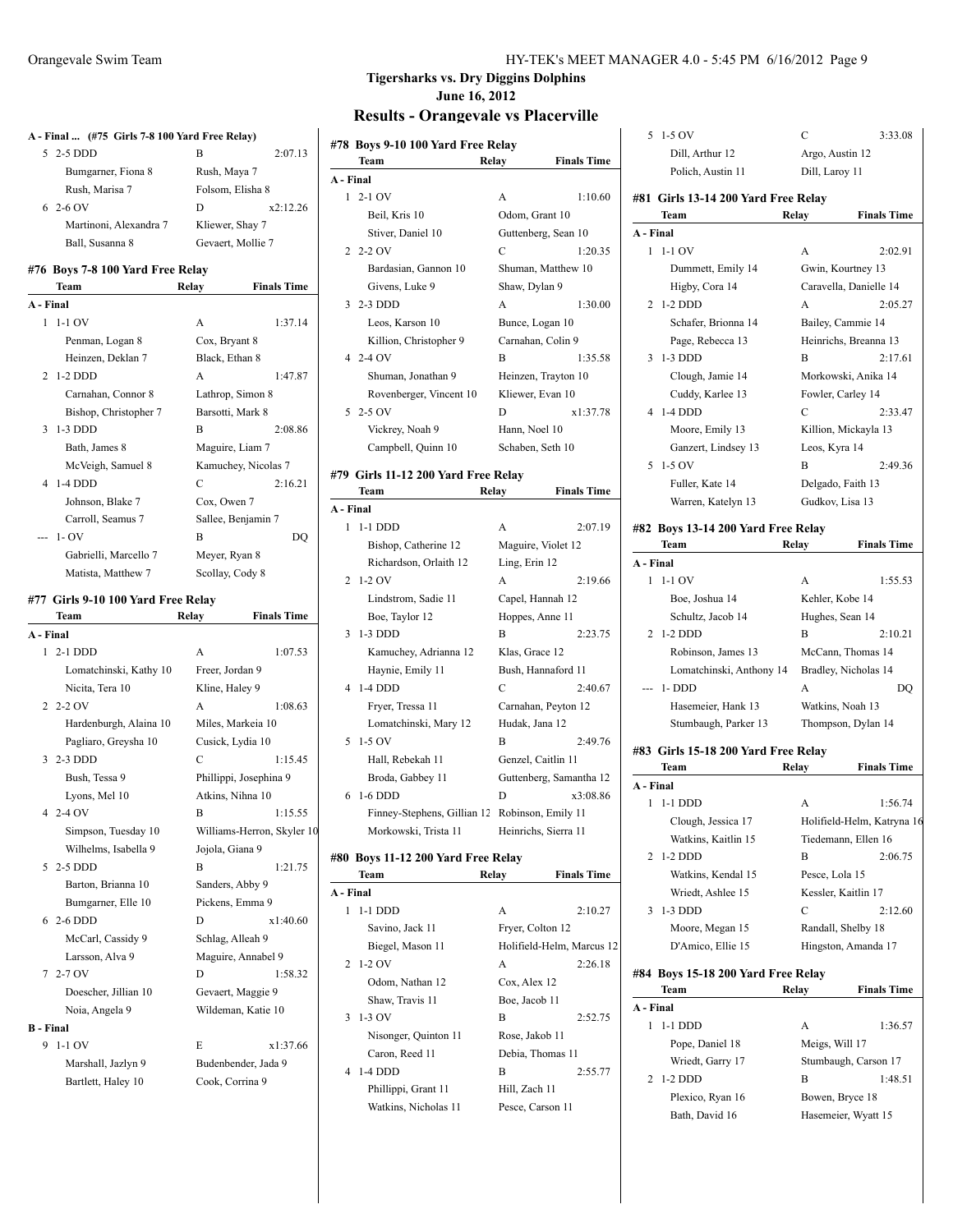## Tigersharks vs. Dry Diggins Dolphins

### June 16, 2012

## Results - Orangevale vs Placerville

**A - Final ... (#75 Girls 7-8 100 Yard Free Relay)**

| | Team | Relay | Finals Time |
|---|---|---|---|
| 5 | 2-5 DDD | B | 2:07.13 |
| | Bumgarner, Fiona 8 | Rush, Maya 7 | |
| | Rush, Marisa 7 | Folsom, Elisha 8 | |
| 6 | 2-6 OV | D | x2:12.26 |
| | Martinoni, Alexandra 7 | Kliewer, Shay 7 | |
| | Ball, Susanna 8 | Gevaert, Mollie 7 | |

### #76 Boys 7-8 100 Yard Free Relay

| | Team | Relay | Finals Time |
|---|---|---|---|
| **A - Final** | | | |
| 1 | 1-1 OV | A | 1:37.14 |
| | Penman, Logan 8 | Cox, Bryant 8 | |
| | Heinzen, Deklan 7 | Black, Ethan 8 | |
| 2 | 1-2 DDD | A | 1:47.87 |
| | Carnahan, Connor 8 | Lathrop, Simon 8 | |
| | Bishop, Christopher 7 | Barsotti, Mark 8 | |
| 3 | 1-3 DDD | B | 2:08.86 |
| | Bath, James 8 | Maguire, Liam 7 | |
| | McVeigh, Samuel 8 | Kamuchey, Nicolas 7 | |
| 4 | 1-4 DDD | C | 2:16.21 |
| | Johnson, Blake 7 | Cox, Owen 7 | |
| | Carroll, Seamus 7 | Sallee, Benjamin 7 | |
| --- | 1- OV | B | DQ |
| | Gabrielli, Marcello 7 | Meyer, Ryan 8 | |
| | Matista, Matthew 7 | Scollay, Cody 8 | |

### #77 Girls 9-10 100 Yard Free Relay

| | Team | Relay | Finals Time |
|---|---|---|---|
| **A - Final** | | | |
| 1 | 2-1 DDD | A | 1:07.53 |
| | Lomatchinski, Kathy 10 | Freer, Jordan 9 | |
| | Nicita, Tera 10 | Kline, Haley 9 | |
| 2 | 2-2 OV | A | 1:08.63 |
| | Hardenburgh, Alaina 10 | Miles, Markeia 10 | |
| | Pagliaro, Greysha 10 | Cusick, Lydia 10 | |
| 3 | 2-3 DDD | C | 1:15.45 |
| | Bush, Tessa 9 | Phillippi, Josephina 9 | |
| | Lyons, Mel 10 | Atkins, Nihna 10 | |
| 4 | 2-4 OV | B | 1:15.55 |
| | Simpson, Tuesday 10 | Williams-Herron, Skyler 10 | |
| | Wilhelms, Isabella 9 | Jojola, Giana 9 | |
| 5 | 2-5 DDD | B | 1:21.75 |
| | Barton, Brianna 10 | Sanders, Abby 9 | |
| | Bumgarner, Elle 10 | Pickens, Emma 9 | |
| 6 | 2-6 DDD | D | x1:40.60 |
| | McCarl, Cassidy 9 | Schlag, Alleah 9 | |
| | Larsson, Alva 9 | Maguire, Annabel 9 | |
| 7 | 2-7 OV | D | 1:58.32 |
| | Doescher, Jillian 10 | Gevaert, Maggie 9 | |
| | Noia, Angela 9 | Wildeman, Katie 10 | |
| **B - Final** | | | |
| 9 | 1-1 OV | E | x1:37.66 |
| | Marshall, Jazlyn 9 | Budenbender, Jada 9 | |
| | Bartlett, Haley 10 | Cook, Corrina 9 | |

### #78 Boys 9-10 100 Yard Free Relay

| | Team | Relay | Finals Time |
|---|---|---|---|
| **A - Final** | | | |
| 1 | 2-1 OV | A | 1:10.60 |
| | Beil, Kris 10 | Odom, Grant 10 | |
| | Stiver, Daniel 10 | Guttenberg, Sean 10 | |
| 2 | 2-2 OV | C | 1:20.35 |
| | Bardasian, Gannon 10 | Shuman, Matthew 10 | |
| | Givens, Luke 9 | Shaw, Dylan 9 | |
| 3 | 2-3 DDD | A | 1:30.00 |
| | Leos, Karson 10 | Bunce, Logan 10 | |
| | Killion, Christopher 9 | Carnahan, Colin 9 | |
| 4 | 2-4 OV | B | 1:35.58 |
| | Shuman, Jonathan 9 | Heinzen, Trayton 10 | |
| | Rovenberger, Vincent 10 | Kliewer, Evan 10 | |
| 5 | 2-5 OV | D | x1:37.78 |
| | Vickrey, Noah 9 | Hann, Noel 10 | |
| | Campbell, Quinn 10 | Schaben, Seth 10 | |

### #79 Girls 11-12 200 Yard Free Relay

| | Team | Relay | Finals Time |
|---|---|---|---|
| **A - Final** | | | |
| 1 | 1-1 DDD | A | 2:07.19 |
| | Bishop, Catherine 12 | Maguire, Violet 12 | |
| | Richardson, Orlaith 12 | Ling, Erin 12 | |
| 2 | 1-2 OV | A | 2:19.66 |
| | Lindstrom, Sadie 11 | Capel, Hannah 12 | |
| | Boe, Taylor 12 | Hoppes, Anne 11 | |
| 3 | 1-3 DDD | B | 2:23.75 |
| | Kamuchey, Adrianna 12 | Klas, Grace 12 | |
| | Haynie, Emily 11 | Bush, Hannaford 11 | |
| 4 | 1-4 DDD | C | 2:40.67 |
| | Fryer, Tressa 11 | Carnahan, Peyton 12 | |
| | Lomatchinski, Mary 12 | Hudak, Jana 12 | |
| 5 | 1-5 OV | B | 2:49.76 |
| | Hall, Rebekah 11 | Genzel, Caitlin 11 | |
| | Broda, Gabbey 11 | Guttenberg, Samantha 12 | |
| 6 | 1-6 DDD | D | x3:08.86 |
| | Finney-Stephens, Gillian 12 | Robinson, Emily 11 | |
| | Morkowski, Trista 11 | Heinrichs, Sierra 11 | |

### #80 Boys 11-12 200 Yard Free Relay

| | Team | Relay | Finals Time |
|---|---|---|---|
| **A - Final** | | | |
| 1 | 1-1 DDD | A | 2:10.27 |
| | Savino, Jack 11 | Fryer, Colton 12 | |
| | Biegel, Mason 11 | Holifield-Helm, Marcus 12 | |
| 2 | 1-2 OV | A | 2:26.18 |
| | Odom, Nathan 12 | Cox, Alex 12 | |
| | Shaw, Travis 11 | Boe, Jacob 11 | |
| 3 | 1-3 OV | B | 2:52.75 |
| | Nisonger, Quinton 11 | Rose, Jakob 11 | |
| | Caron, Reed 11 | Debia, Thomas 11 | |
| 4 | 1-4 DDD | B | 2:55.77 |
| | Phillippi, Grant 11 | Hill, Zach 11 | |
| | Watkins, Nicholas 11 | Pesce, Carson 11 | |
| 5 | 1-5 OV | C | 3:33.08 |
| | Dill, Arthur 12 | Argo, Austin 12 | |
| | Polich, Austin 11 | Dill, Laroy 11 | |

### #81 Girls 13-14 200 Yard Free Relay

| | Team | Relay | Finals Time |
|---|---|---|---|
| **A - Final** | | | |
| 1 | 1-1 OV | A | 2:02.91 |
| | Dummett, Emily 14 | Gwin, Kourtney 13 | |
| | Higby, Cora 14 | Caravella, Danielle 14 | |
| 2 | 1-2 DDD | A | 2:05.27 |
| | Schafer, Brionna 14 | Bailey, Cammie 14 | |
| | Page, Rebecca 13 | Heinrichs, Breanna 13 | |
| 3 | 1-3 DDD | B | 2:17.61 |
| | Clough, Jamie 14 | Morkowski, Anika 14 | |
| | Cuddy, Karlee 13 | Fowler, Carley 14 | |
| 4 | 1-4 DDD | C | 2:33.47 |
| | Moore, Emily 13 | Killion, Mickayla 13 | |
| | Ganzert, Lindsey 13 | Leos, Kyra 14 | |
| 5 | 1-5 OV | B | 2:49.36 |
| | Fuller, Kate 14 | Delgado, Faith 13 | |
| | Warren, Katelyn 13 | Gudkov, Lisa 13 | |

### #82 Boys 13-14 200 Yard Free Relay

| | Team | Relay | Finals Time |
|---|---|---|---|
| **A - Final** | | | |
| 1 | 1-1 OV | A | 1:55.53 |
| | Boe, Joshua 14 | Kehler, Kobe 14 | |
| | Schultz, Jacob 14 | Hughes, Sean 14 | |
| 2 | 1-2 DDD | B | 2:10.21 |
| | Robinson, James 13 | McCann, Thomas 14 | |
| | Lomatchinski, Anthony 14 | Bradley, Nicholas 14 | |
| --- | 1- DDD | A | DQ |
| | Hasemeier, Hank 13 | Watkins, Noah 13 | |
| | Stumbaugh, Parker 13 | Thompson, Dylan 14 | |

### #83 Girls 15-18 200 Yard Free Relay

| | Team | Relay | Finals Time |
|---|---|---|---|
| **A - Final** | | | |
| 1 | 1-1 DDD | A | 1:56.74 |
| | Clough, Jessica 17 | Holifield-Helm, Katryna 16 | |
| | Watkins, Kaitlin 15 | Tiedemann, Ellen 16 | |
| 2 | 1-2 DDD | B | 2:06.75 |
| | Watkins, Kendal 15 | Pesce, Lola 15 | |
| | Wriedt, Ashlee 15 | Kessler, Kaitlin 17 | |
| 3 | 1-3 DDD | C | 2:12.60 |
| | Moore, Megan 15 | Randall, Shelby 18 | |
| | D'Amico, Ellie 15 | Hingston, Amanda 17 | |

### #84 Boys 15-18 200 Yard Free Relay

| | Team | Relay | Finals Time |
|---|---|---|---|
| **A - Final** | | | |
| 1 | 1-1 DDD | A | 1:36.57 |
| | Pope, Daniel 18 | Meigs, Will 17 | |
| | Wriedt, Garry 17 | Stumbaugh, Carson 17 | |
| 2 | 1-2 DDD | B | 1:48.51 |
| | Plexico, Ryan 16 | Bowen, Bryce 18 | |
| | Bath, David 16 | Hasemeier, Wyatt 15 | |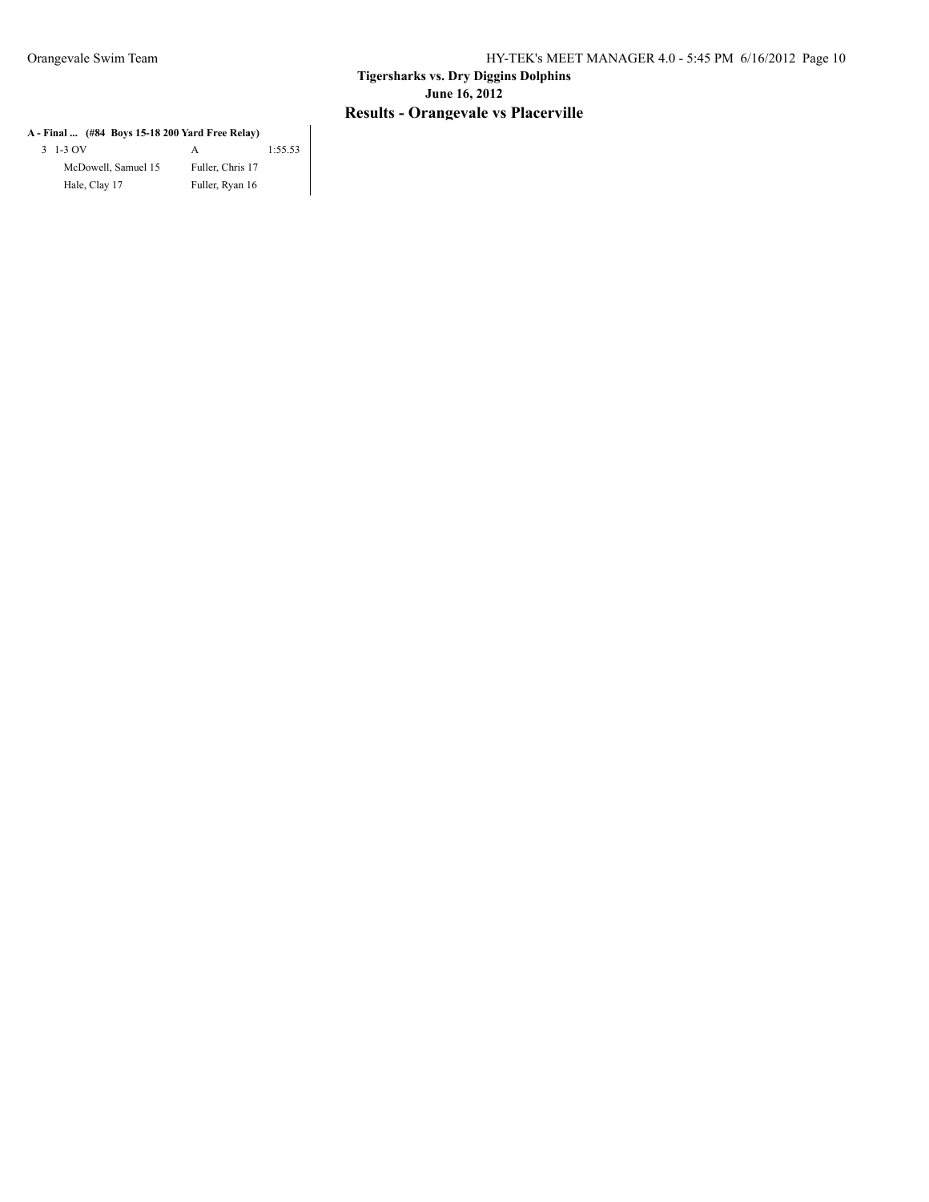**A - Final ... (#84 Boys 15-18 200 Yard Free Relay)**

| | | | |
|---|---|---|---|
| 3 | 1-3 OV | A | 1:55.53 |
| | McDowell, Samuel 15 | Fuller, Chris 17 | |
| | Hale, Clay 17 | Fuller, Ryan 16 | |